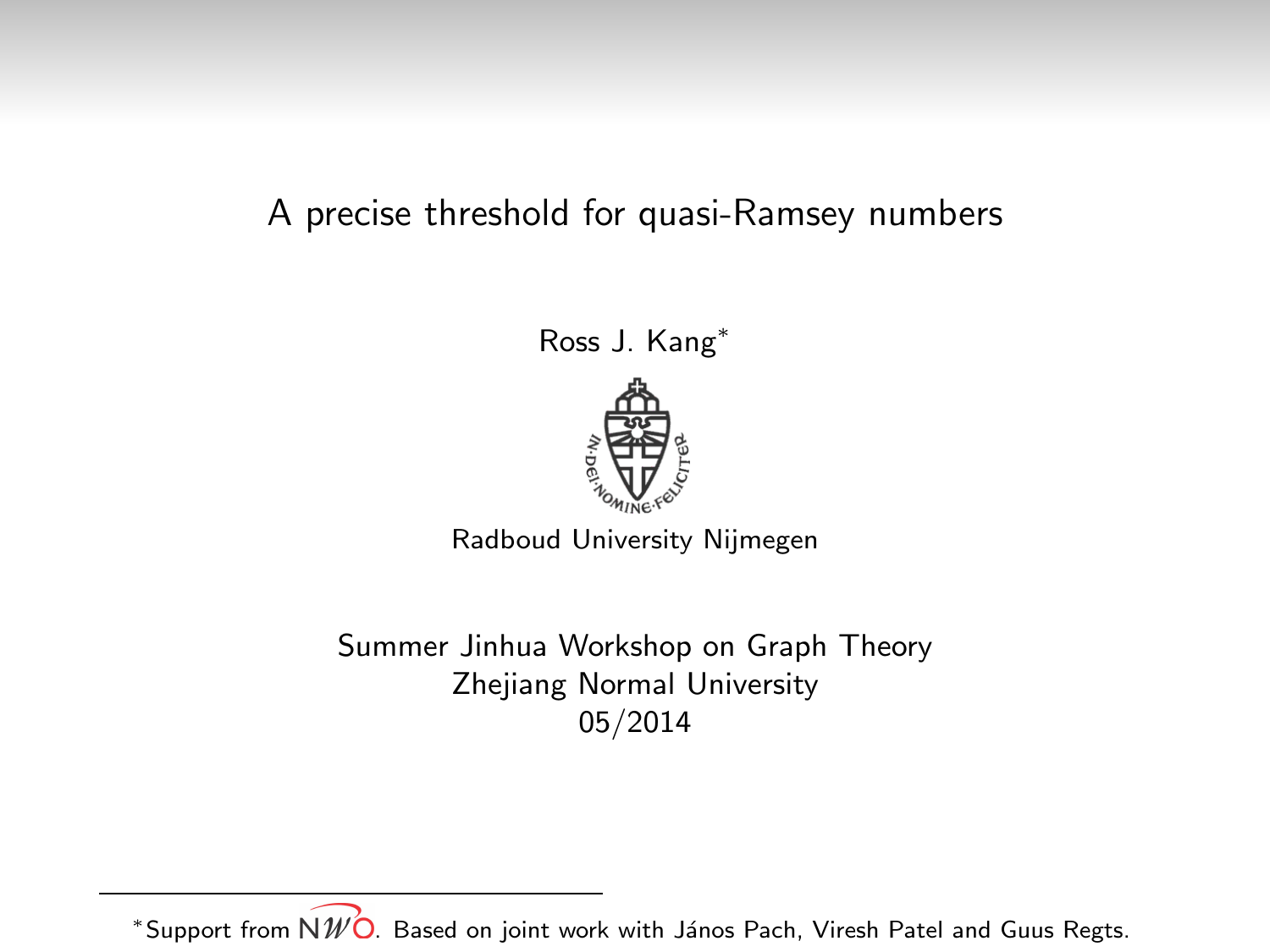# A precise threshold for quasi-Ramsey numbers

Ross J. Kang*

Radboud University Nijmegen

Summer Jinhua Workshop on Graph Theory
Zhejiang Normal University
05/2014

*Support from NWO. Based on joint work with János Pach, Viresh Patel and Guus Regts.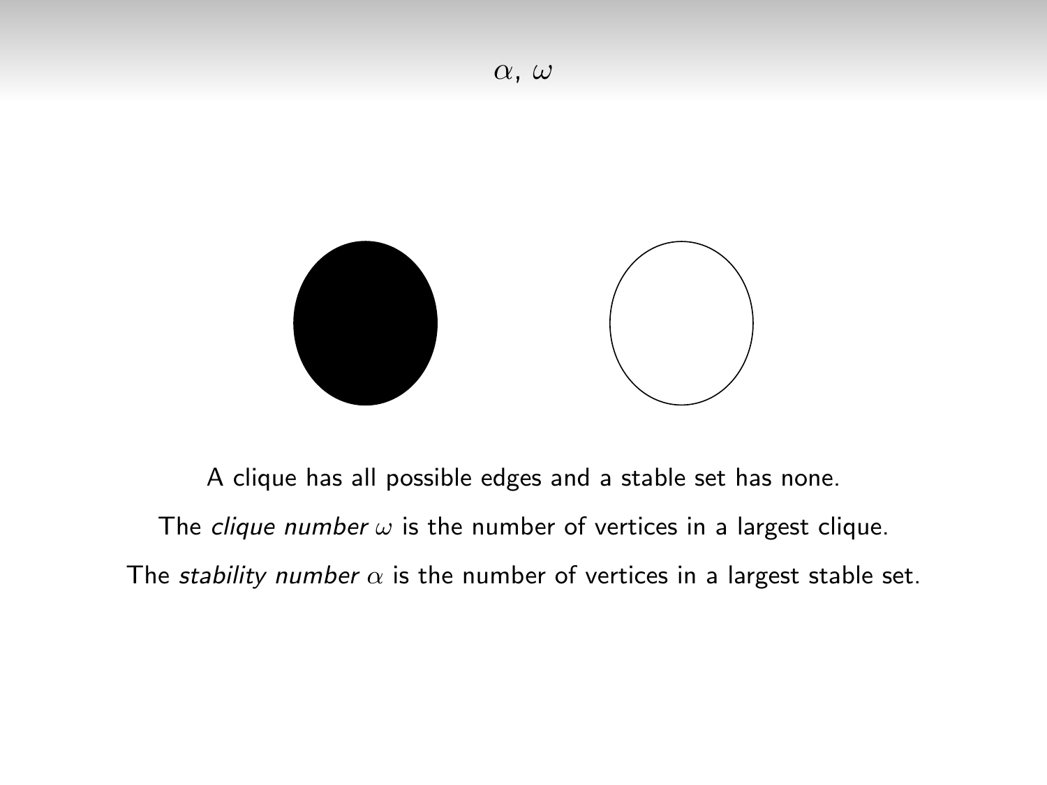## $\alpha$, $\omega$

A clique has all possible edges and a stable set has none.

The *clique number* $\omega$ is the number of vertices in a largest clique.

The *stability number* $\alpha$ is the number of vertices in a largest stable set.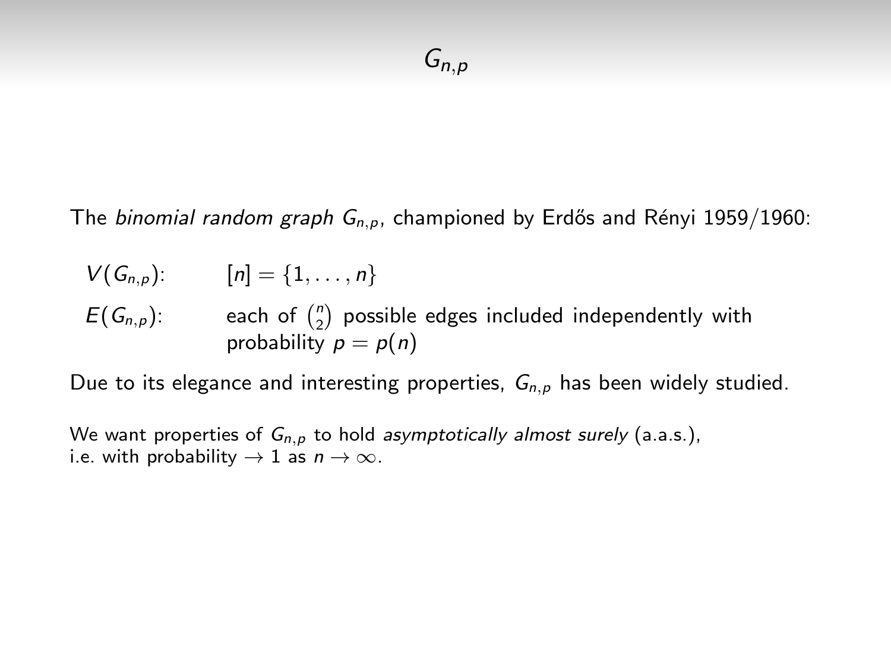# $G_{n,p}$

The *binomial random graph* $G_{n,p}$, championed by Erdős and Rényi 1959/1960:

$V(G_{n,p})$: $[n] = \{1, \ldots, n\}$

$E(G_{n,p})$: each of $\binom{n}{2}$ possible edges included independently with probability $p = p(n)$

Due to its elegance and interesting properties, $G_{n,p}$ has been widely studied.

We want properties of $G_{n,p}$ to hold *asymptotically almost surely* (a.a.s.), i.e. with probability $\to 1$ as $n \to \infty$.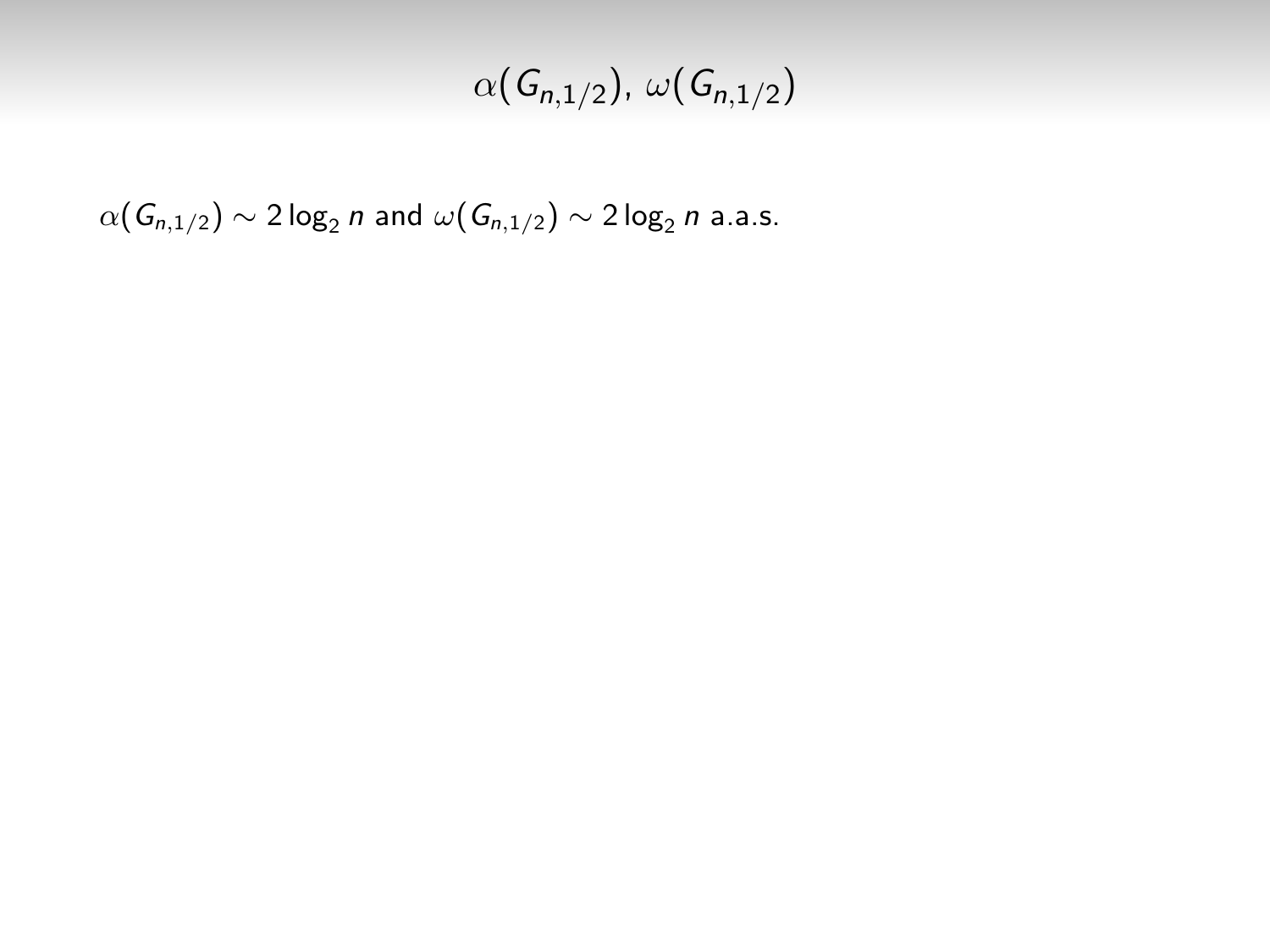# $\alpha(G_{n,1/2})$, $\omega(G_{n,1/2})$

$\alpha(G_{n,1/2}) \sim 2\log_2 n$ and $\omega(G_{n,1/2}) \sim 2\log_2 n$ a.a.s.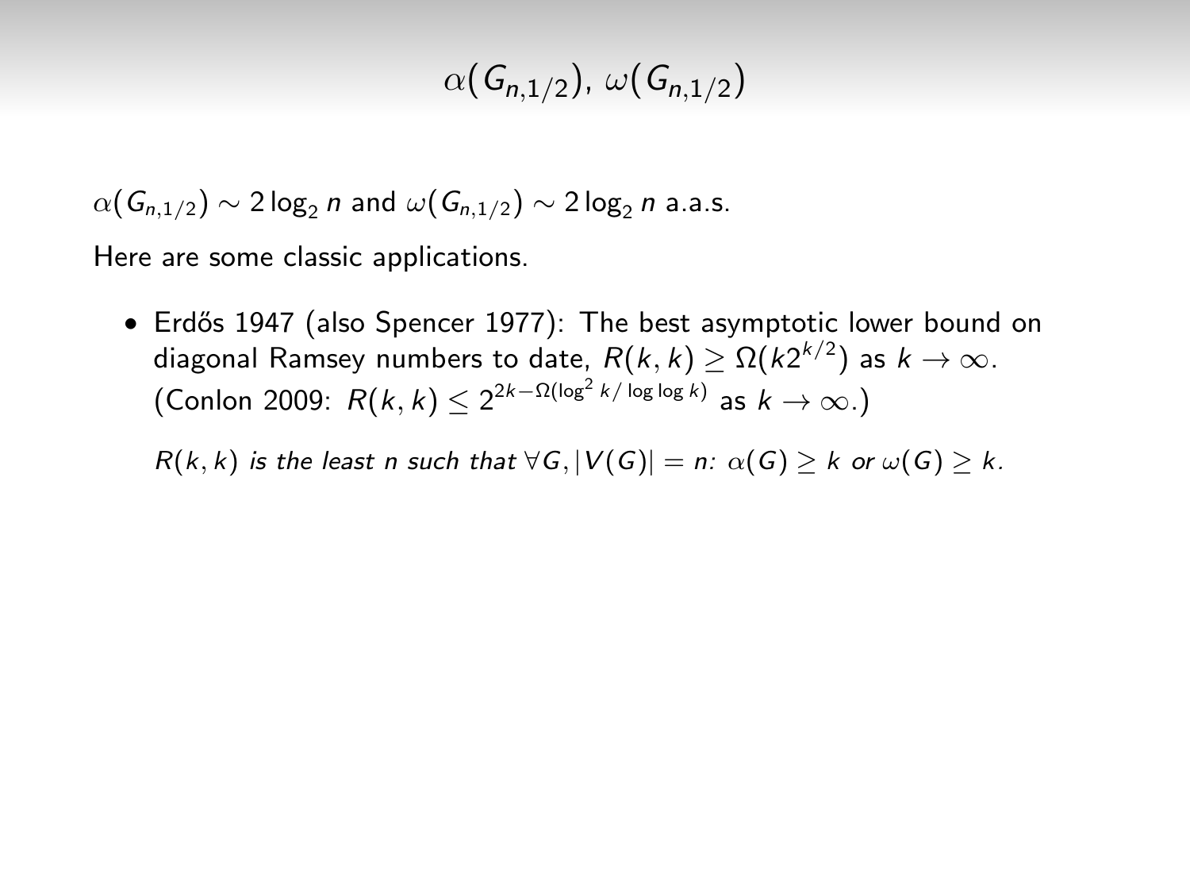# $\alpha(G_{n,1/2})$, $\omega(G_{n,1/2})$

$\alpha(G_{n,1/2}) \sim 2\log_2 n$ and $\omega(G_{n,1/2}) \sim 2\log_2 n$ a.a.s.

Here are some classic applications.

- Erdős 1947 (also Spencer 1977): The best asymptotic lower bound on diagonal Ramsey numbers to date, $R(k,k) \geq \Omega(k2^{k/2})$ as $k \to \infty$. (Conlon 2009: $R(k,k) \leq 2^{2k-\Omega(\log^2 k/\log\log k)}$ as $k \to \infty$.)

  *$R(k,k)$ is the least $n$ such that $\forall G, |V(G)| = n$: $\alpha(G) \geq k$ or $\omega(G) \geq k$.*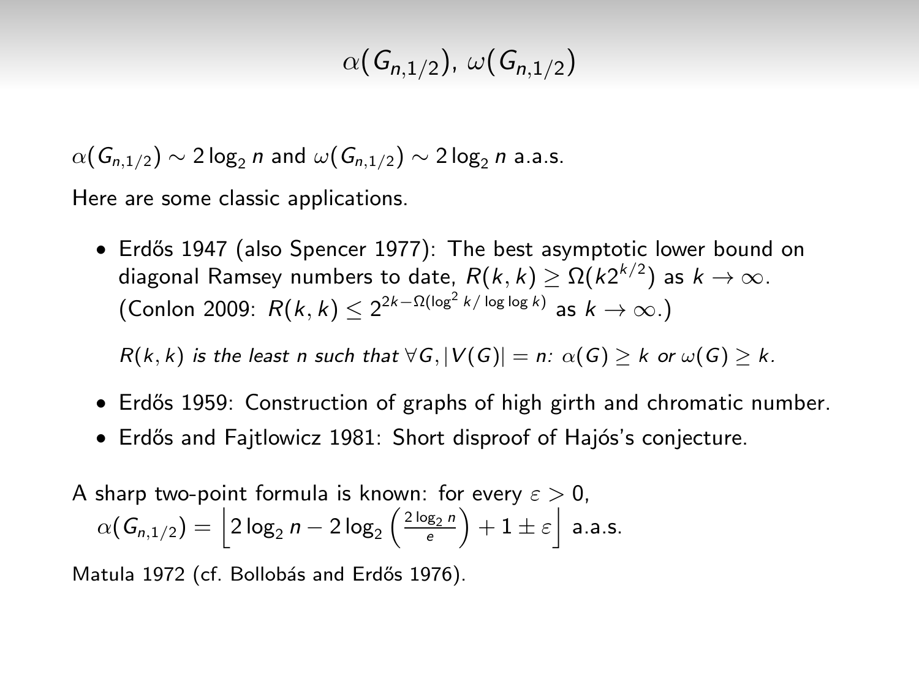# $\alpha(G_{n,1/2})$, $\omega(G_{n,1/2})$

$\alpha(G_{n,1/2}) \sim 2\log_2 n$ and $\omega(G_{n,1/2}) \sim 2\log_2 n$ a.a.s.

Here are some classic applications.

- Erdős 1947 (also Spencer 1977): The best asymptotic lower bound on diagonal Ramsey numbers to date, $R(k,k) \geq \Omega(k2^{k/2})$ as $k \to \infty$. (Conlon 2009: $R(k,k) \leq 2^{2k-\Omega(\log^2 k/\log\log k)}$ as $k \to \infty$.)

  *$R(k,k)$ is the least $n$ such that $\forall G, |V(G)| = n$: $\alpha(G) \geq k$ or $\omega(G) \geq k$.*

- Erdős 1959: Construction of graphs of high girth and chromatic number.
- Erdős and Fajtlowicz 1981: Short disproof of Hajós's conjecture.

A sharp two-point formula is known: for every $\varepsilon > 0$,

$$\alpha(G_{n,1/2}) = \left\lfloor 2\log_2 n - 2\log_2\left(\frac{2\log_2 n}{e}\right) + 1 \pm \varepsilon \right\rfloor \text{ a.a.s.}$$

Matula 1972 (cf. Bollobás and Erdős 1976).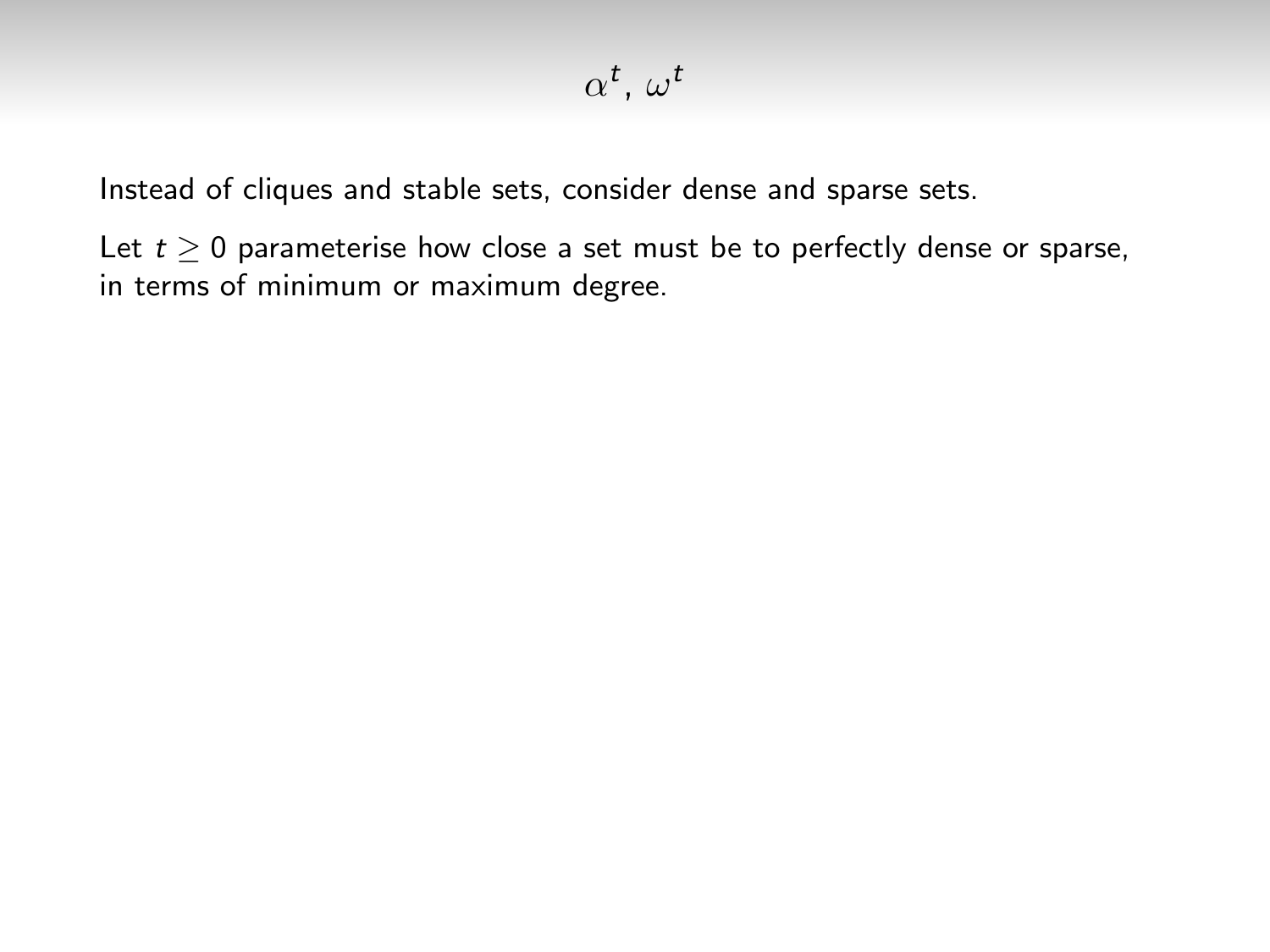# $\alpha^t$, $\omega^t$

Instead of cliques and stable sets, consider dense and sparse sets.

Let $t \geq 0$ parameterise how close a set must be to perfectly dense or sparse, in terms of minimum or maximum degree.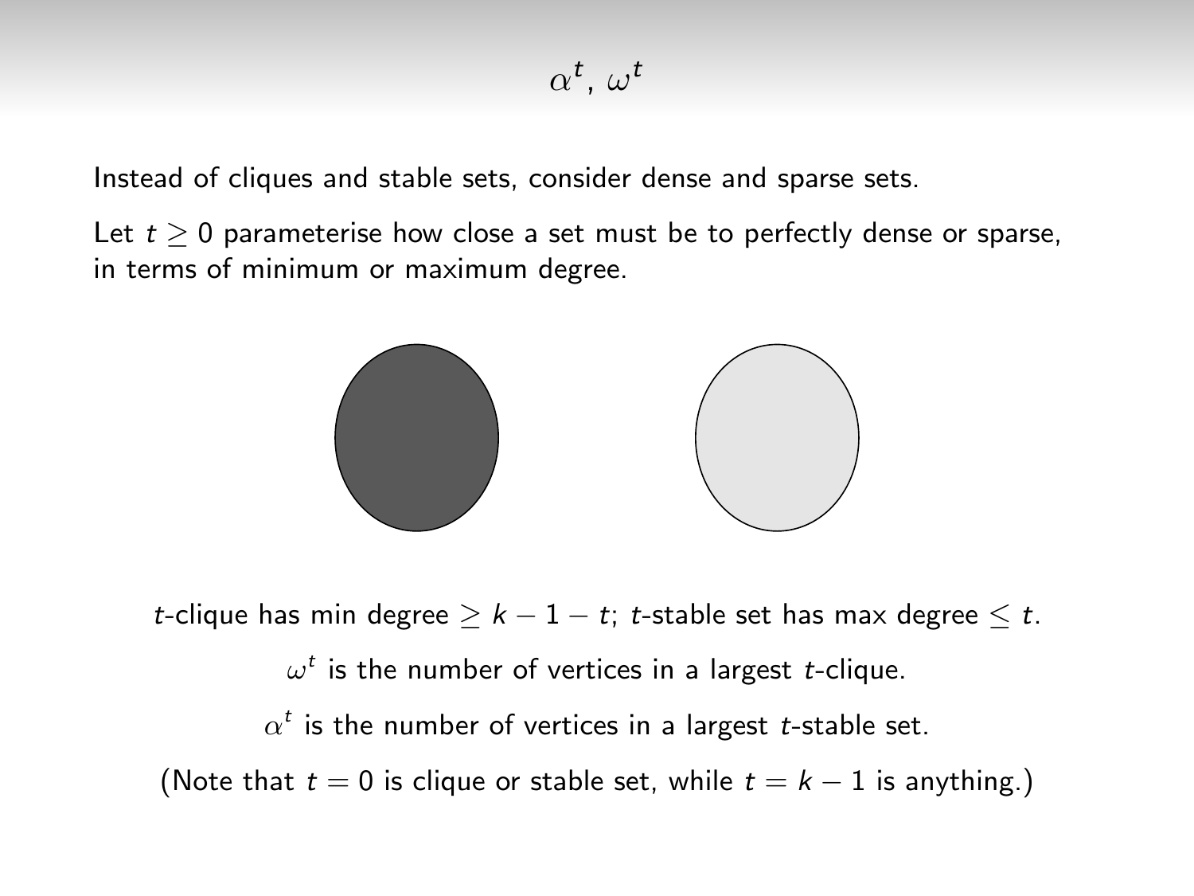# $\alpha^t$, $\omega^t$

Instead of cliques and stable sets, consider dense and sparse sets.

Let $t \geq 0$ parameterise how close a set must be to perfectly dense or sparse, in terms of minimum or maximum degree.

$t$-clique has min degree $\geq k - 1 - t$; $t$-stable set has max degree $\leq t$.

$\omega^t$ is the number of vertices in a largest $t$-clique.

$\alpha^t$ is the number of vertices in a largest $t$-stable set.

(Note that $t = 0$ is clique or stable set, while $t = k - 1$ is anything.)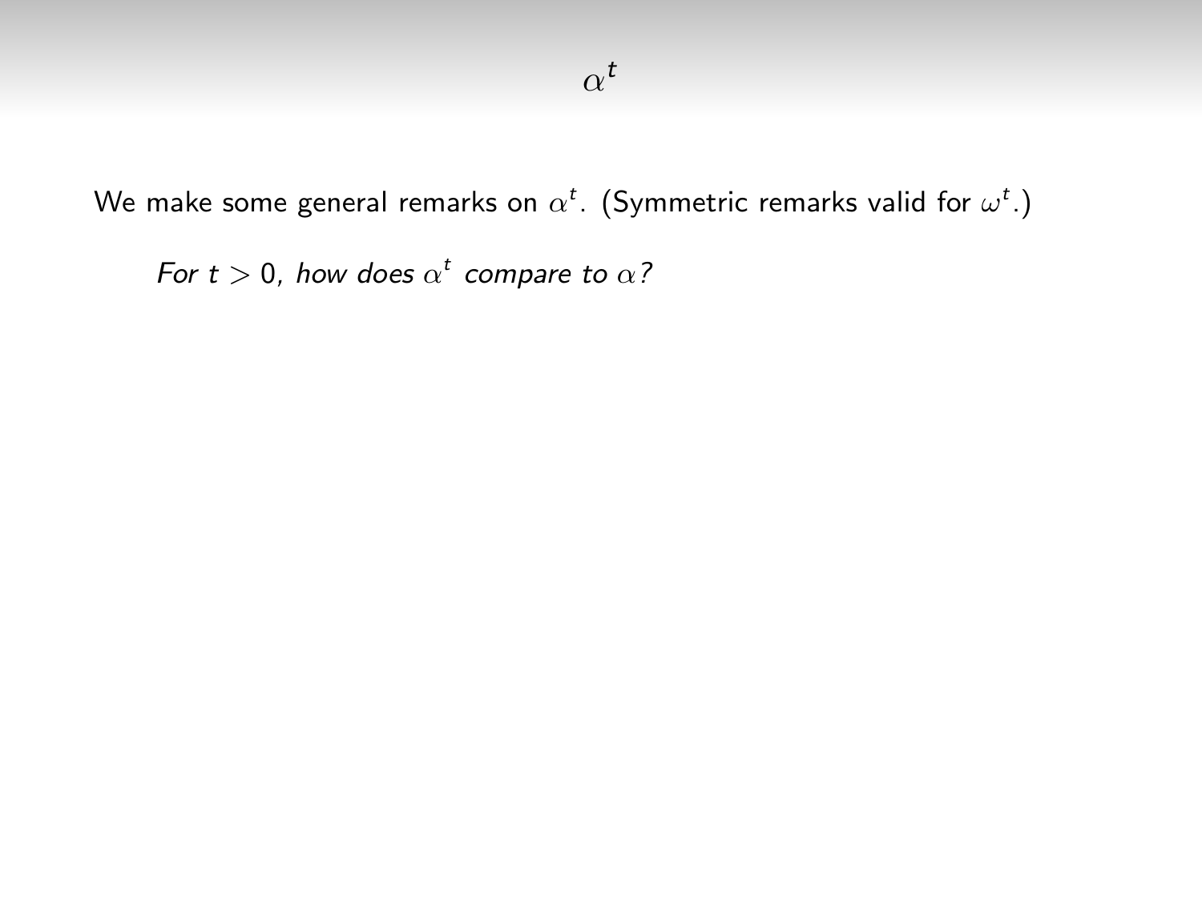# $\alpha^t$

We make some general remarks on $\alpha^t$. (Symmetric remarks valid for $\omega^t$.)

*For $t > 0$, how does $\alpha^t$ compare to $\alpha$?*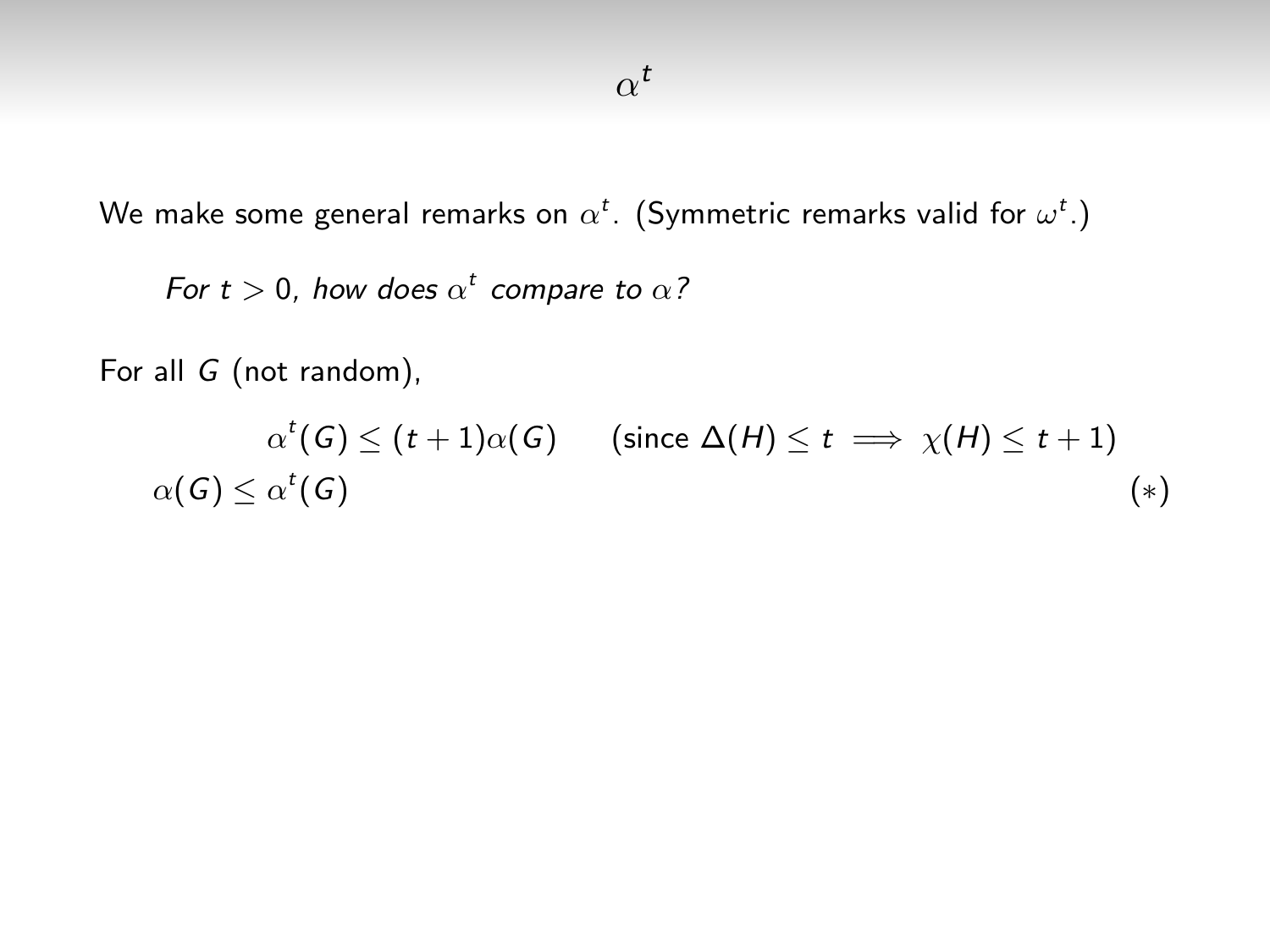# $\alpha^t$

We make some general remarks on $\alpha^t$. (Symmetric remarks valid for $\omega^t$.)

*For $t > 0$, how does $\alpha^t$ compare to $\alpha$?*

For all $G$ (not random),

$$\alpha^t(G) \le (t+1)\alpha(G) \qquad \text{(since } \Delta(H) \le t \implies \chi(H) \le t+1\text{)}$$

$$\alpha(G) \le \alpha^t(G) \qquad (*)$$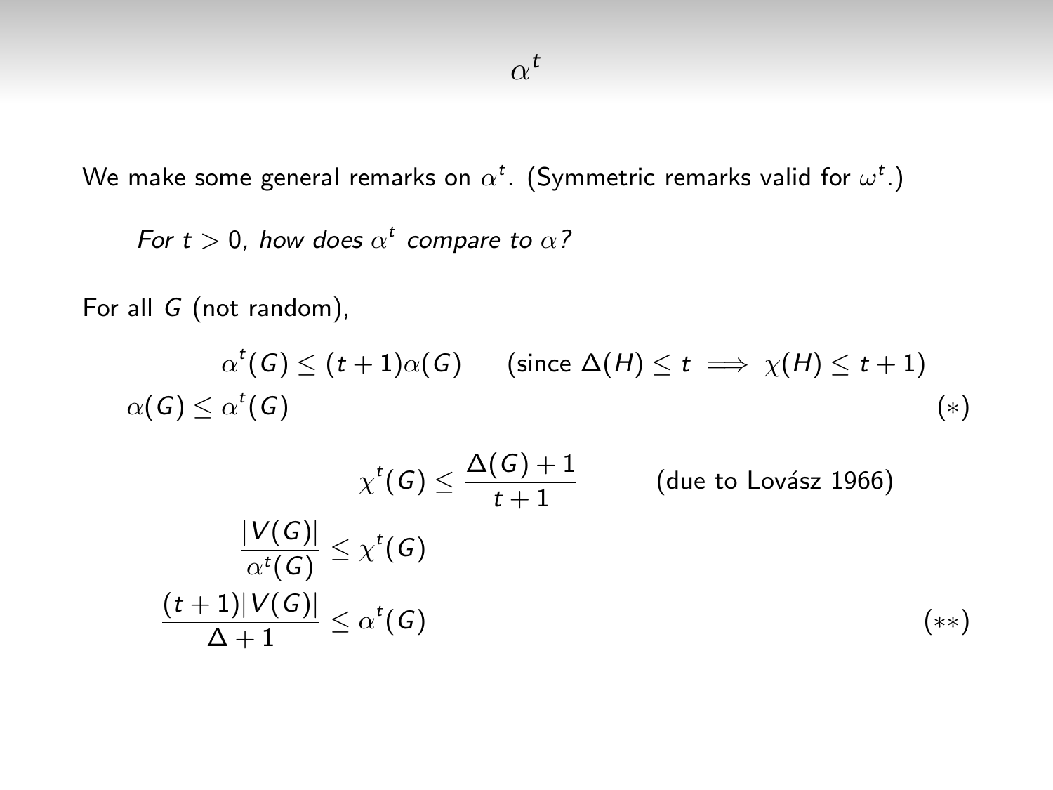# $\alpha^t$

We make some general remarks on $\alpha^t$. (Symmetric remarks valid for $\omega^t$.)

*For $t > 0$, how does $\alpha^t$ compare to $\alpha$?*

For all $G$ (not random),

$$\alpha^t(G) \le (t+1)\alpha(G) \qquad \text{(since } \Delta(H) \le t \implies \chi(H) \le t+1\text{)}$$

$$\alpha(G) \le \alpha^t(G) \tag{$*$}$$

$$\chi^t(G) \le \frac{\Delta(G)+1}{t+1} \qquad \text{(due to Lovász 1966)}$$

$$\frac{|V(G)|}{\alpha^t(G)} \le \chi^t(G)$$

$$\frac{(t+1)|V(G)|}{\Delta+1} \le \alpha^t(G) \tag{$**$}$$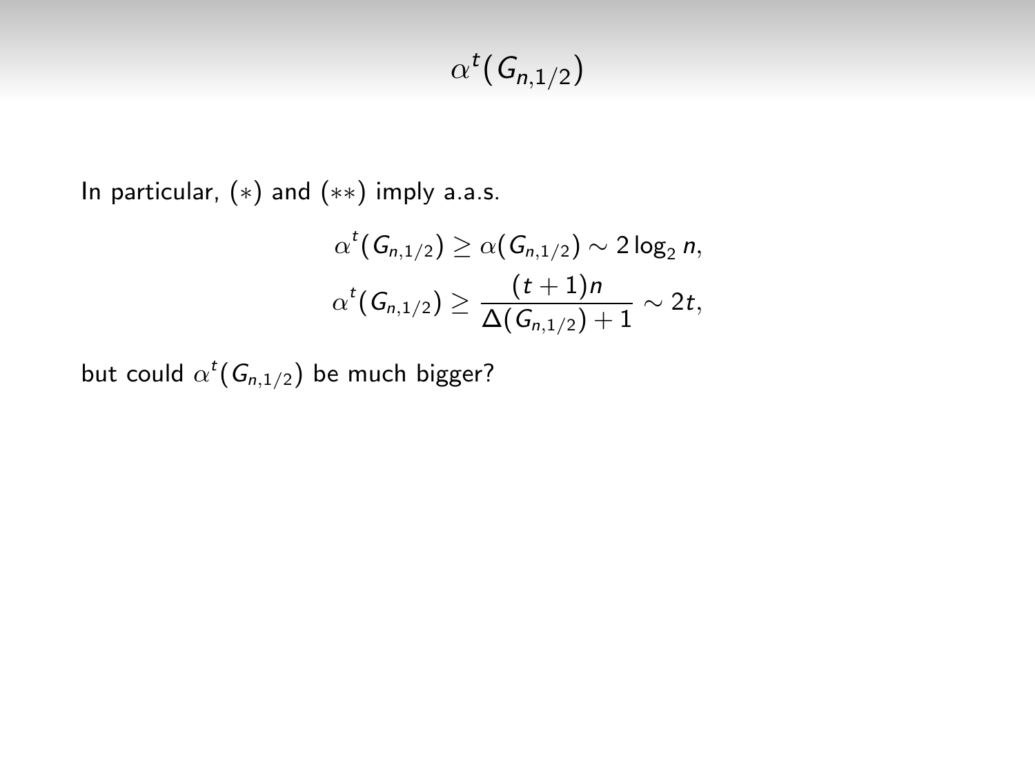# $\alpha^t(G_{n,1/2})$

In particular, $(*)$ and $(**)$ imply a.a.s.

$$\alpha^t(G_{n,1/2}) \geq \alpha(G_{n,1/2}) \sim 2\log_2 n,$$

$$\alpha^t(G_{n,1/2}) \geq \frac{(t+1)n}{\Delta(G_{n,1/2})+1} \sim 2t,$$

but could $\alpha^t(G_{n,1/2})$ be much bigger?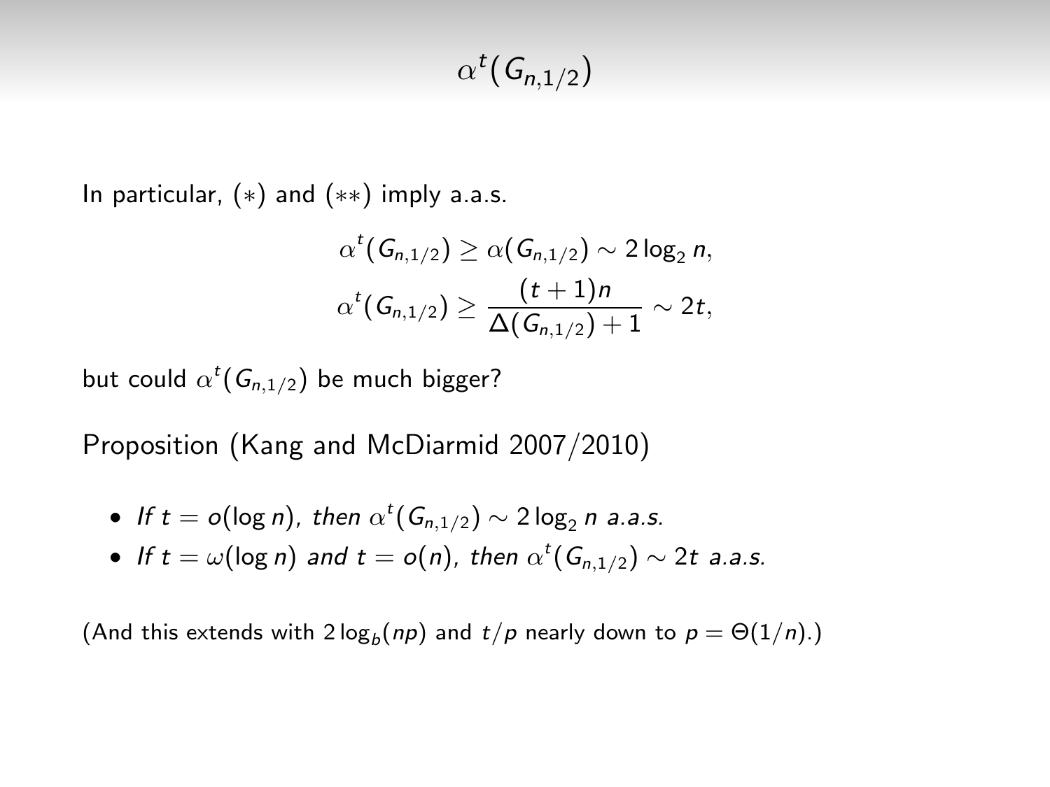# $\alpha^t(G_{n,1/2})$

In particular, $(*)$ and $(**)$ imply a.a.s.

$$\alpha^t(G_{n,1/2}) \geq \alpha(G_{n,1/2}) \sim 2\log_2 n,$$
$$\alpha^t(G_{n,1/2}) \geq \frac{(t+1)n}{\Delta(G_{n,1/2})+1} \sim 2t,$$

but could $\alpha^t(G_{n,1/2})$ be much bigger?

Proposition (Kang and McDiarmid 2007/2010)

- *If $t = o(\log n)$, then $\alpha^t(G_{n,1/2}) \sim 2\log_2 n$ a.a.s.*
- *If $t = \omega(\log n)$ and $t = o(n)$, then $\alpha^t(G_{n,1/2}) \sim 2t$ a.a.s.*

(And this extends with $2\log_b(np)$ and $t/p$ nearly down to $p = \Theta(1/n)$.)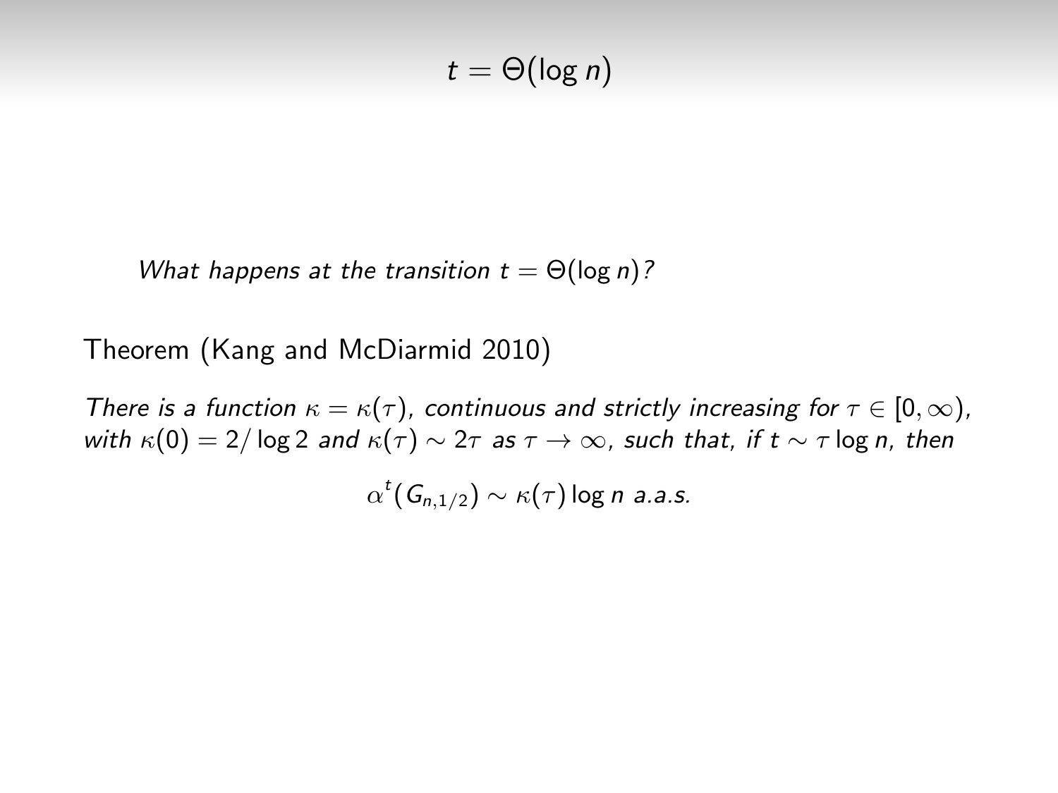# $t = \Theta(\log n)$

*What happens at the transition $t = \Theta(\log n)$?*

Theorem (Kang and McDiarmid 2010)

*There is a function $\kappa = \kappa(\tau)$, continuous and strictly increasing for $\tau \in [0, \infty)$, with $\kappa(0) = 2/\log 2$ and $\kappa(\tau) \sim 2\tau$ as $\tau \to \infty$, such that, if $t \sim \tau \log n$, then*

$$\alpha^t(G_{n,1/2}) \sim \kappa(\tau) \log n \text{ a.a.s.}$$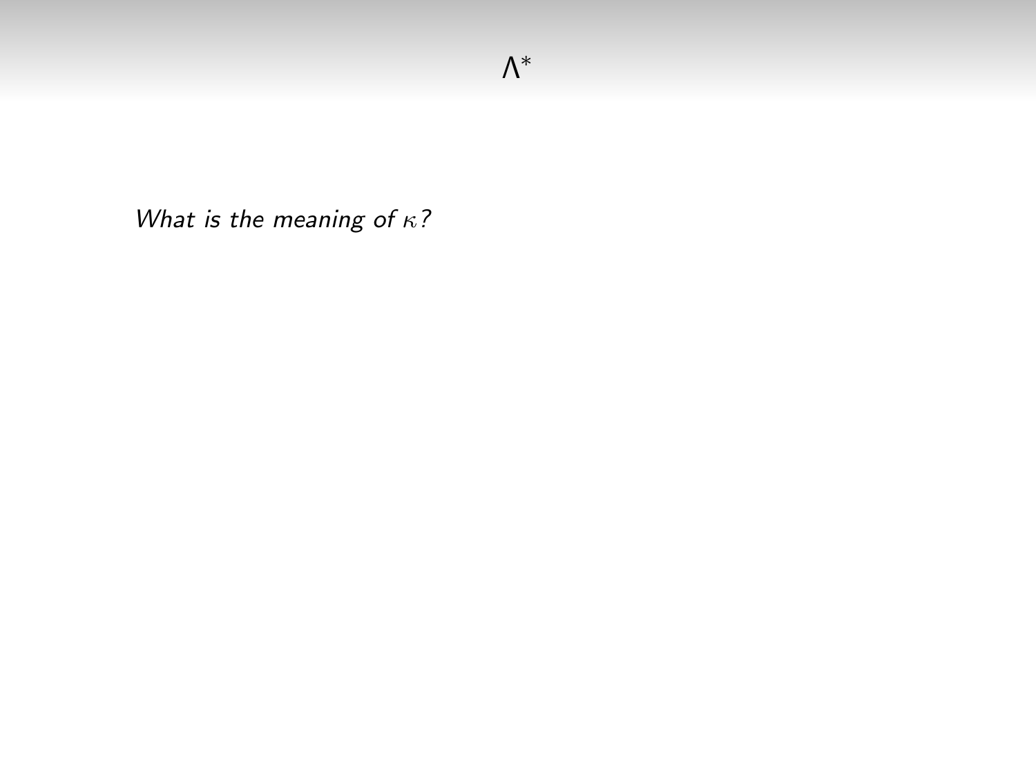## $\Lambda^*$

*What is the meaning of $\kappa$?*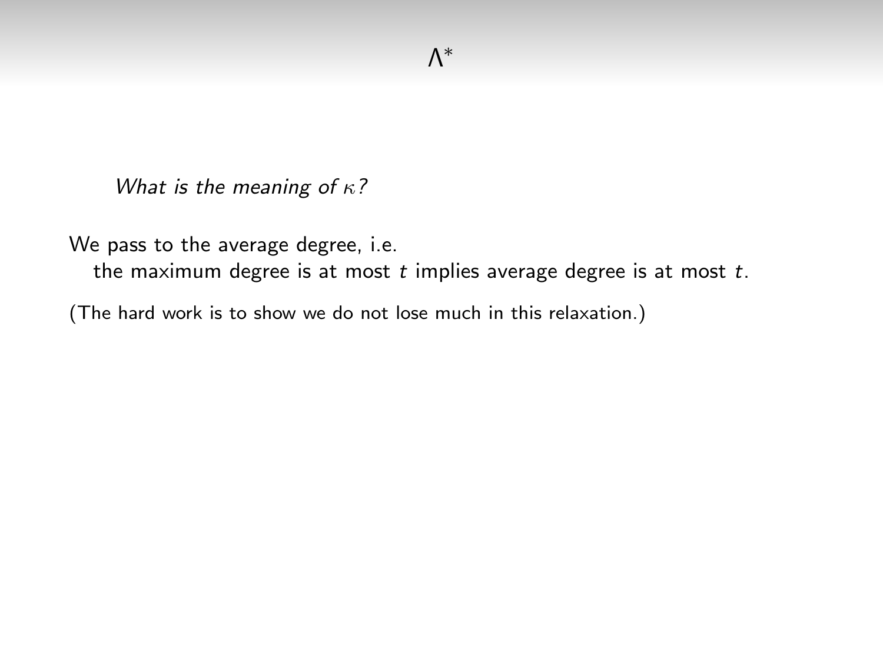# $\Lambda^*$

*What is the meaning of $\kappa$?*

We pass to the average degree, i.e.
the maximum degree is at most $t$ implies average degree is at most $t$.

(The hard work is to show we do not lose much in this relaxation.)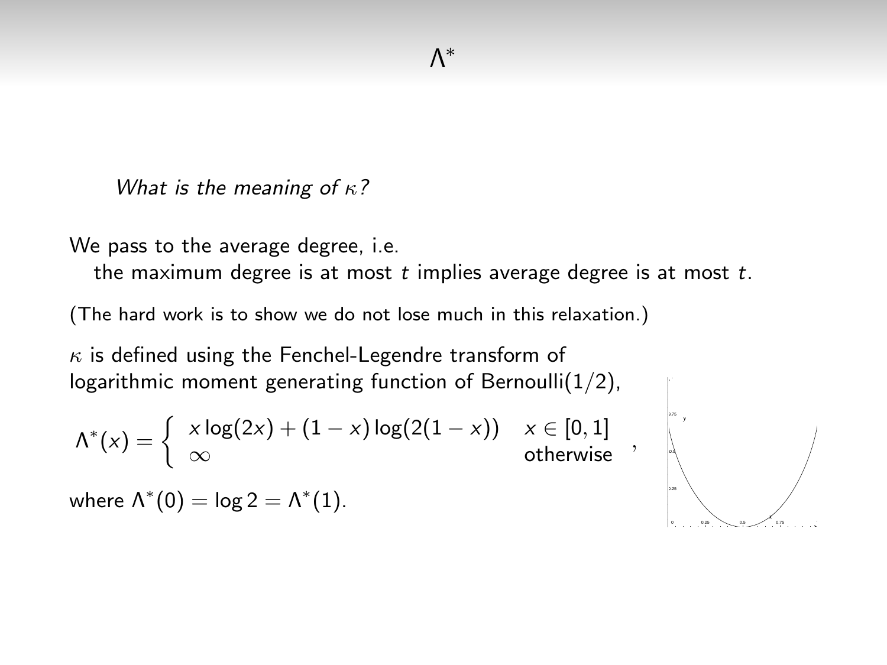# $\Lambda^*$

*What is the meaning of $\kappa$?*

We pass to the average degree, i.e.

the maximum degree is at most $t$ implies average degree is at most $t$.

(The hard work is to show we do not lose much in this relaxation.)

$\kappa$ is defined using the Fenchel-Legendre transform of logarithmic moment generating function of Bernoulli$(1/2)$,

$$\Lambda^*(x) = \begin{cases} x\log(2x) + (1-x)\log(2(1-x)) & x \in [0,1] \\ \infty & \text{otherwise} \end{cases},$$

where $\Lambda^*(0) = \log 2 = \Lambda^*(1)$.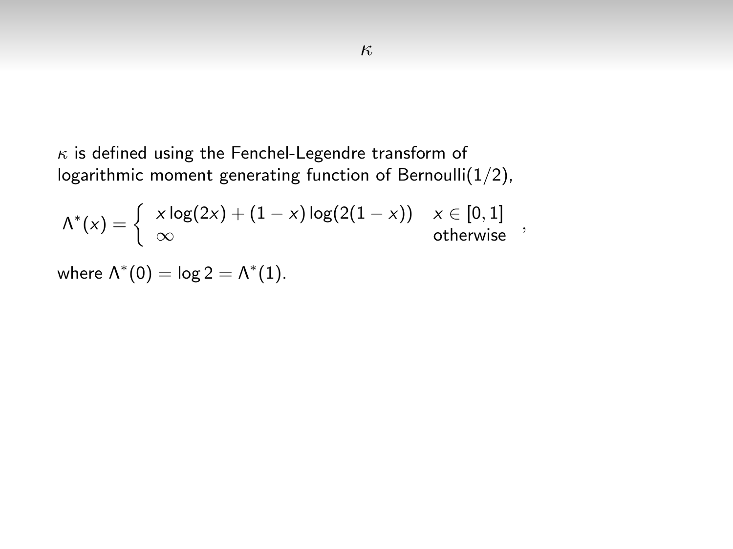# $\kappa$

$\kappa$ is defined using the Fenchel-Legendre transform of logarithmic moment generating function of Bernoulli(1/2),

$$\Lambda^*(x) = \begin{cases} x\log(2x) + (1-x)\log(2(1-x)) & x \in [0,1] \\ \infty & \text{otherwise} \end{cases},$$

where $\Lambda^*(0) = \log 2 = \Lambda^*(1)$.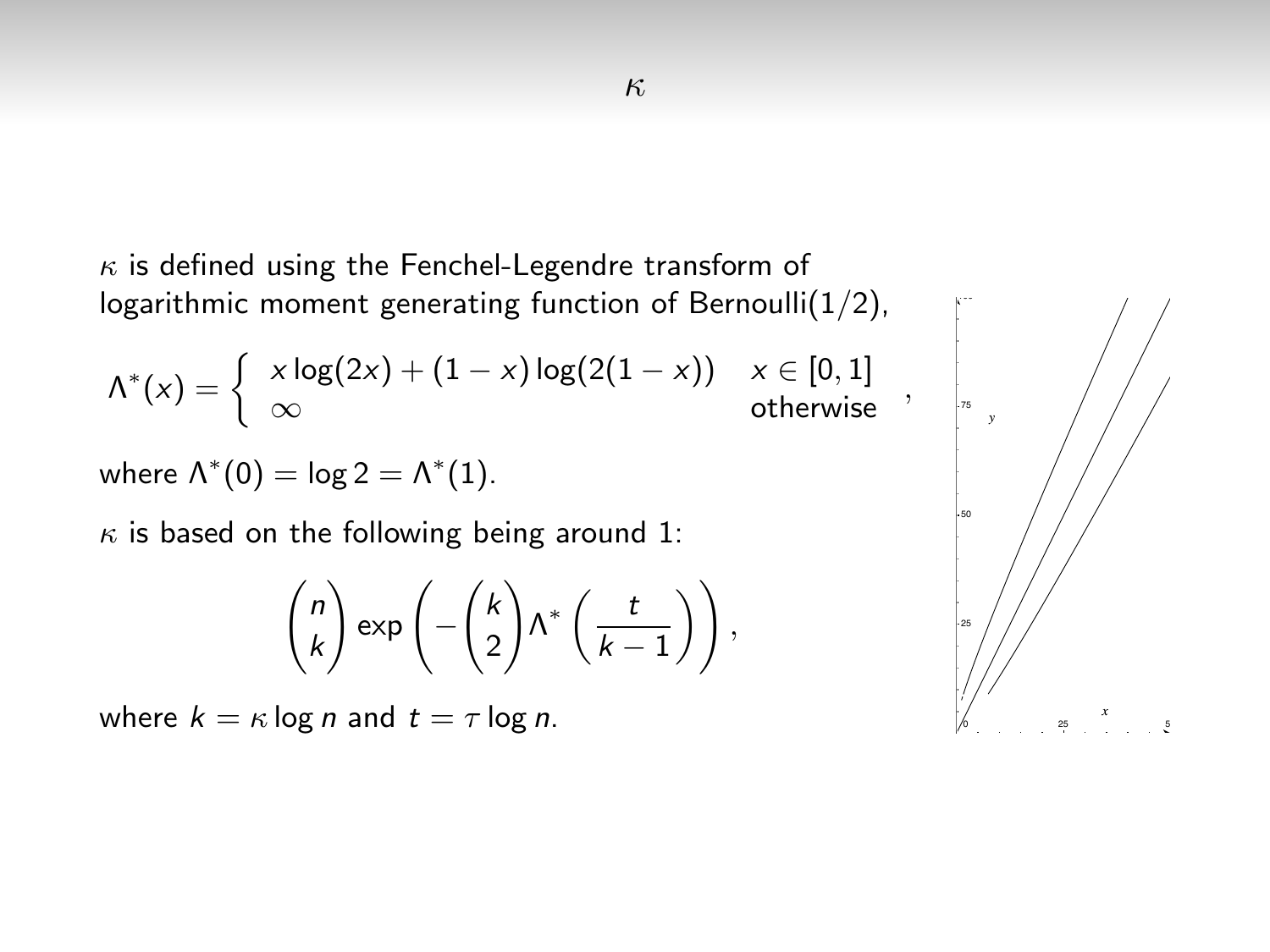# $\kappa$

$\kappa$ is defined using the Fenchel-Legendre transform of logarithmic moment generating function of Bernoulli(1/2),

$$\Lambda^*(x) = \begin{cases} x\log(2x) + (1-x)\log(2(1-x)) & x \in [0,1] \\ \infty & \text{otherwise} \end{cases},$$

where $\Lambda^*(0) = \log 2 = \Lambda^*(1)$.

$\kappa$ is based on the following being around 1:

$$\binom{n}{k} \exp\left(-\binom{k}{2}\Lambda^*\left(\frac{t}{k-1}\right)\right),$$

where $k = \kappa \log n$ and $t = \tau \log n$.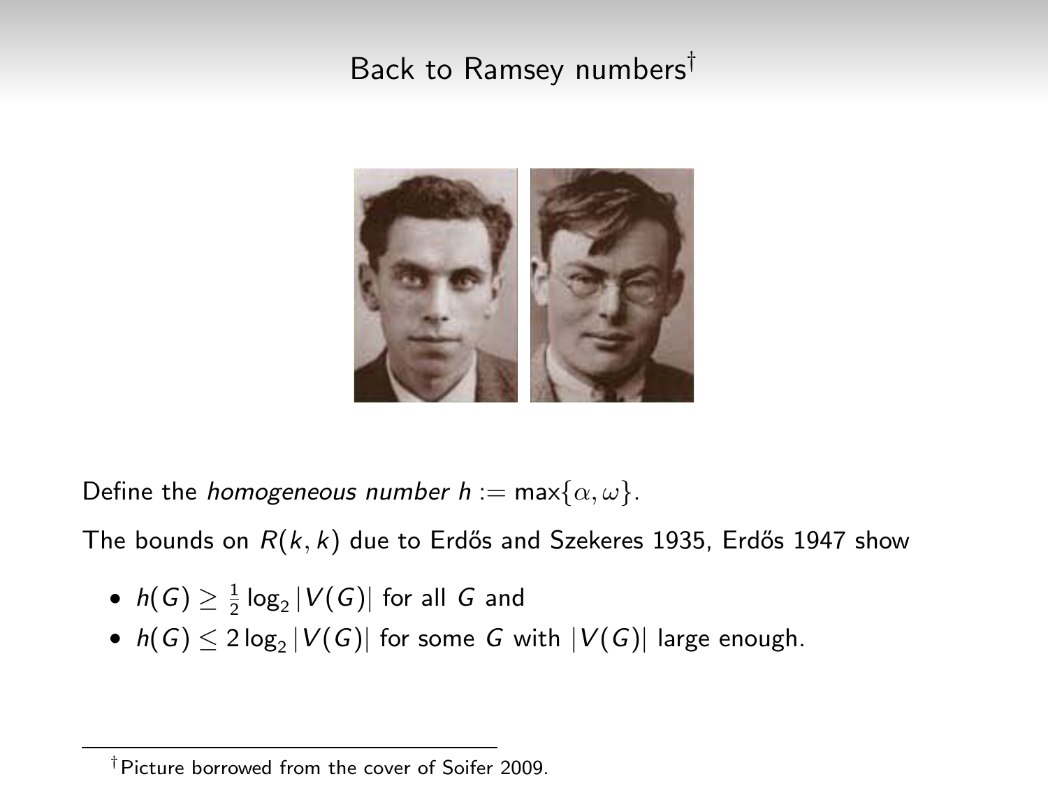# Back to Ramsey numbers[†]

Define the *homogeneous number* $h := \max\{\alpha, \omega\}$.

The bounds on $R(k, k)$ due to Erdős and Szekeres 1935, Erdős 1947 show

- $h(G) \geq \frac{1}{2} \log_2 |V(G)|$ for all $G$ and
- $h(G) \leq 2 \log_2 |V(G)|$ for some $G$ with $|V(G)|$ large enough.

[†] Picture borrowed from the cover of Soifer 2009.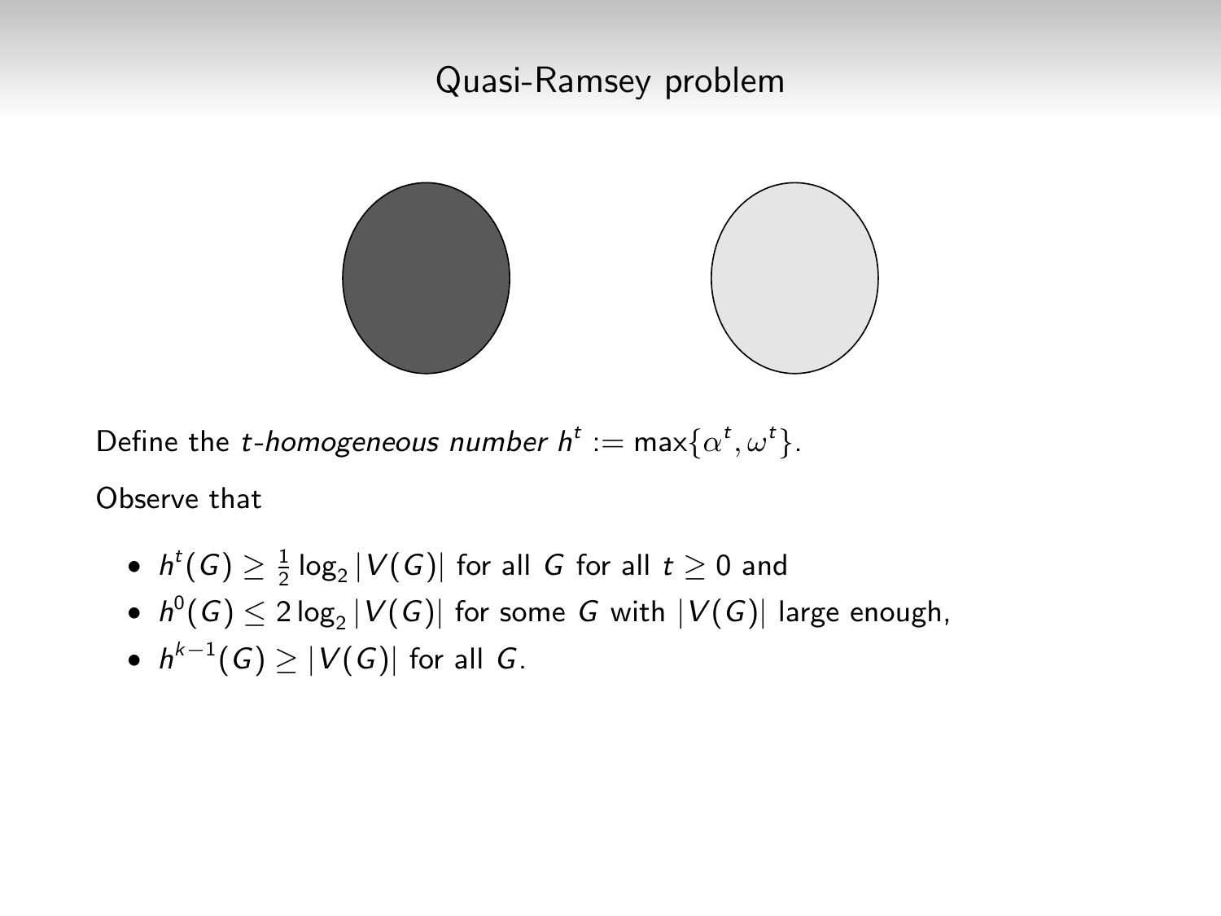# Quasi-Ramsey problem

Define the *t-homogeneous number* $h^t := \max\{\alpha^t, \omega^t\}$.

Observe that

- $h^t(G) \geq \frac{1}{2}\log_2|V(G)|$ for all $G$ for all $t \geq 0$ and
- $h^0(G) \leq 2\log_2|V(G)|$ for some $G$ with $|V(G)|$ large enough,
- $h^{k-1}(G) \geq |V(G)|$ for all $G$.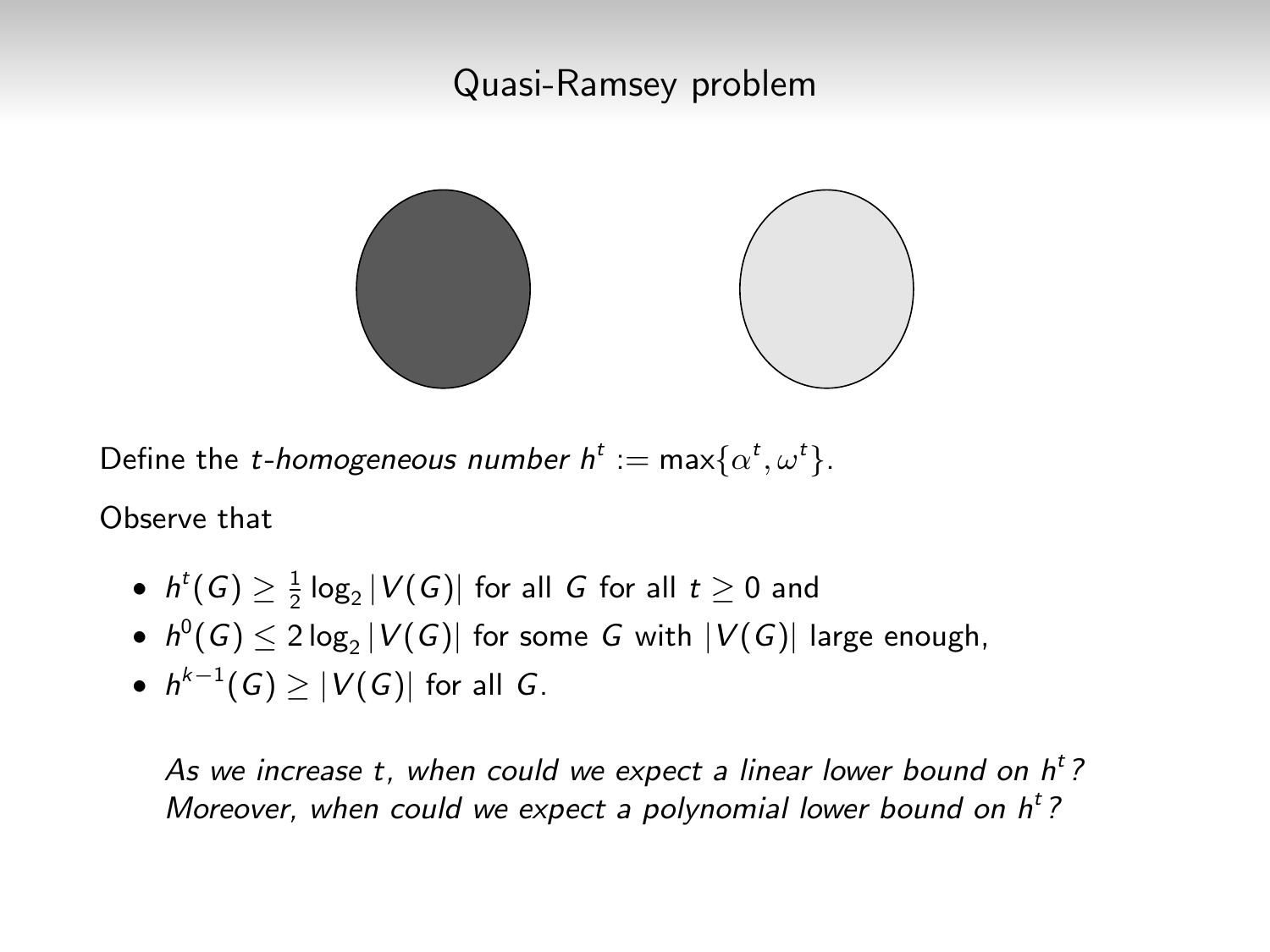# Quasi-Ramsey problem

Define the *t-homogeneous number* $h^t := \max\{\alpha^t, \omega^t\}$.

Observe that

- $h^t(G) \geq \frac{1}{2}\log_2 |V(G)|$ for all $G$ for all $t \geq 0$ and
- $h^0(G) \leq 2\log_2 |V(G)|$ for some $G$ with $|V(G)|$ large enough,
- $h^{k-1}(G) \geq |V(G)|$ for all $G$.

*As we increase $t$, when could we expect a linear lower bound on $h^t$? Moreover, when could we expect a polynomial lower bound on $h^t$?*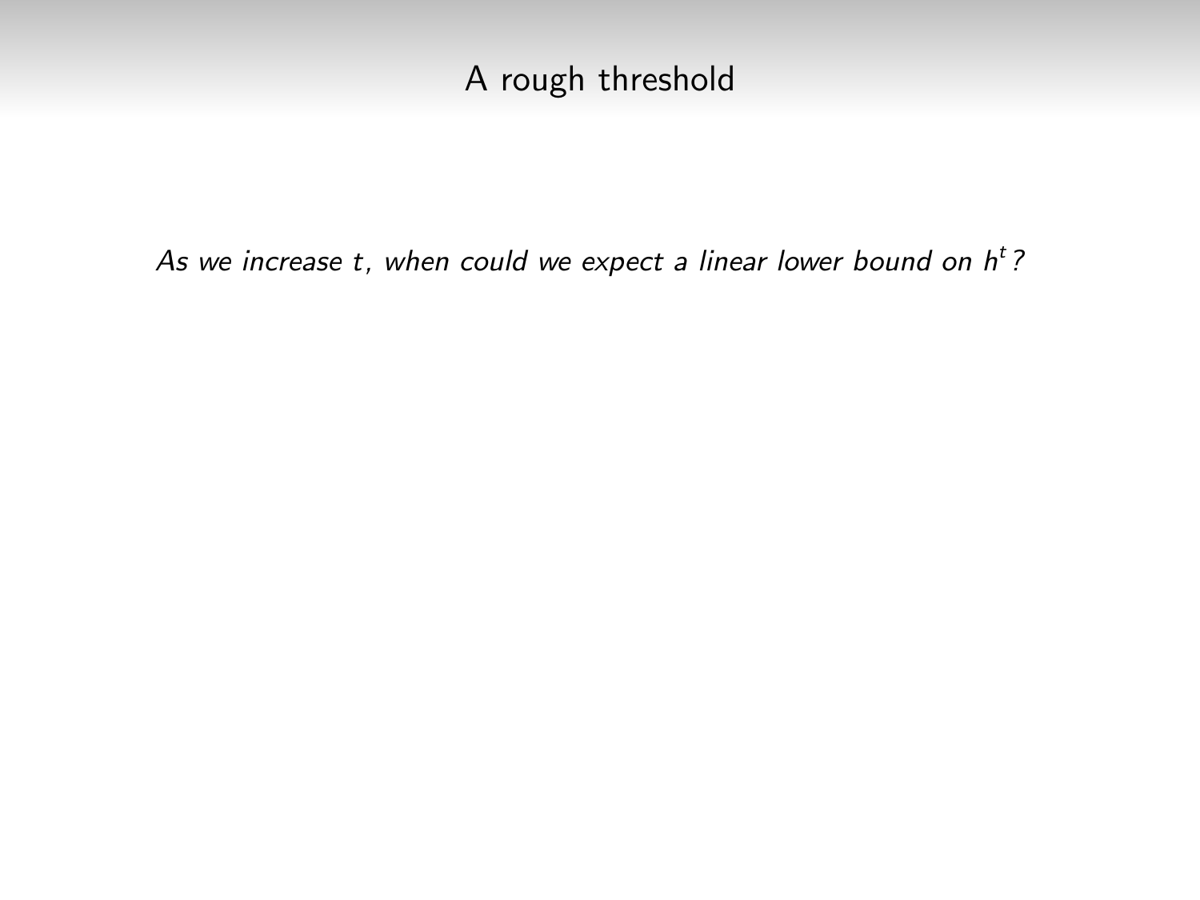# A rough threshold

*As we increase $t$, when could we expect a linear lower bound on $h^t$?*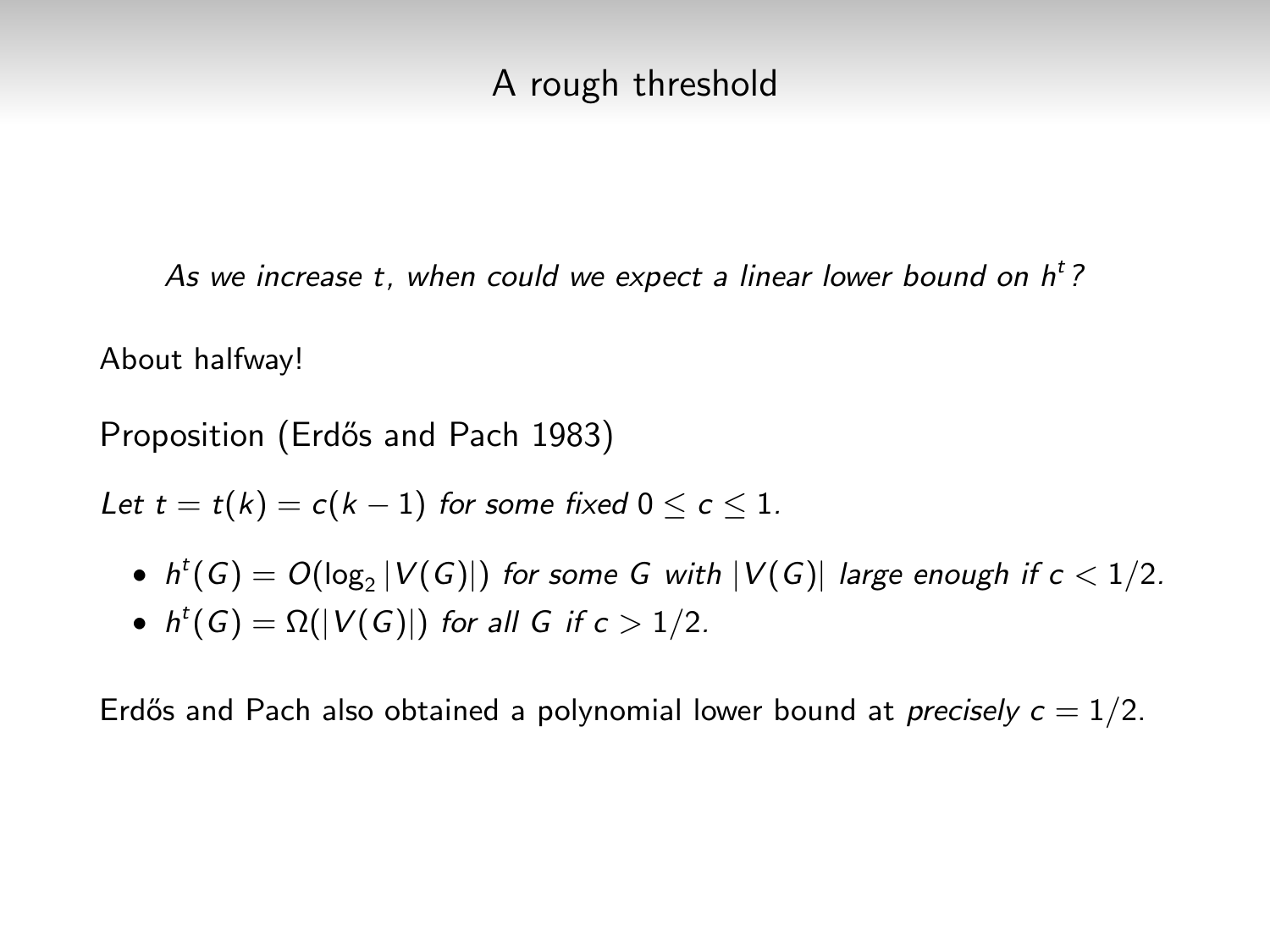# A rough threshold

*As we increase $t$, when could we expect a linear lower bound on $h^t$?*

About halfway!

Proposition (Erdős and Pach 1983)

*Let $t = t(k) = c(k-1)$ for some fixed $0 \leq c \leq 1$.*

- *$h^t(G) = O(\log_2 |V(G)|)$ for some $G$ with $|V(G)|$ large enough if $c < 1/2$.*
- *$h^t(G) = \Omega(|V(G)|)$ for all $G$ if $c > 1/2$.*

Erdős and Pach also obtained a polynomial lower bound at *precisely* $c = 1/2$.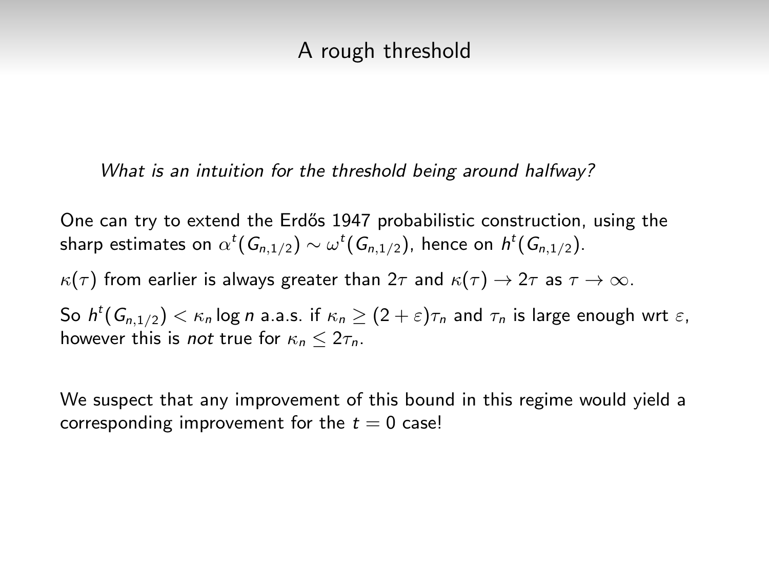# A rough threshold

*What is an intuition for the threshold being around halfway?*

One can try to extend the Erdős 1947 probabilistic construction, using the sharp estimates on $\alpha^t(G_{n,1/2}) \sim \omega^t(G_{n,1/2})$, hence on $h^t(G_{n,1/2})$.

$\kappa(\tau)$ from earlier is always greater than $2\tau$ and $\kappa(\tau) \to 2\tau$ as $\tau \to \infty$.

So $h^t(G_{n,1/2}) < \kappa_n \log n$ a.a.s. if $\kappa_n \geq (2 + \varepsilon)\tau_n$ and $\tau_n$ is large enough wrt $\varepsilon$, however this is *not* true for $\kappa_n \leq 2\tau_n$.

We suspect that any improvement of this bound in this regime would yield a corresponding improvement for the $t = 0$ case!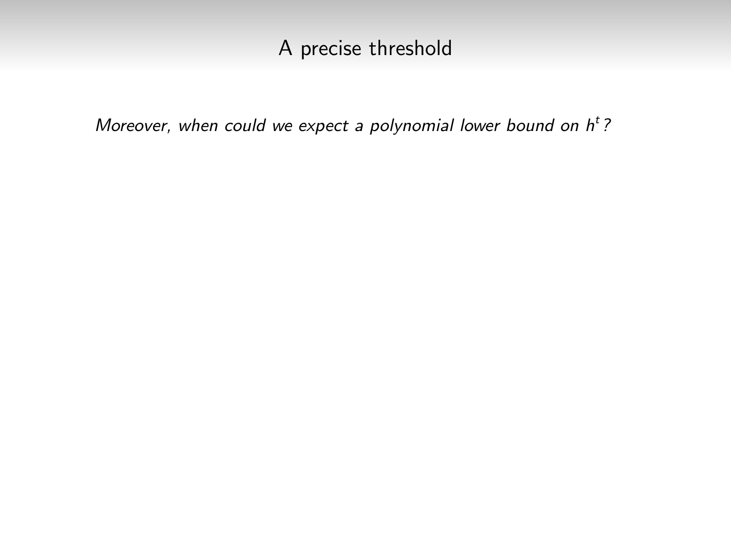# A precise threshold

*Moreover, when could we expect a polynomial lower bound on $h^t$?*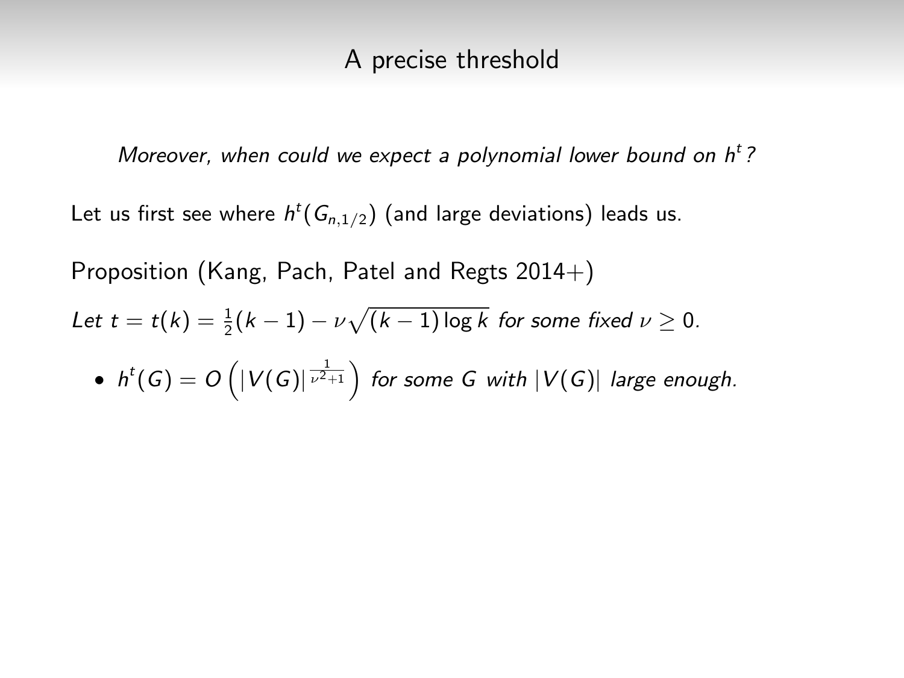## A precise threshold

*Moreover, when could we expect a polynomial lower bound on $h^t$?*

Let us first see where $h^t(G_{n,1/2})$ (and large deviations) leads us.

Proposition (Kang, Pach, Patel and Regts 2014+)

*Let $t = t(k) = \frac{1}{2}(k-1) - \nu\sqrt{(k-1)\log k}$ for some fixed $\nu \geq 0$.*

- $h^t(G) = O\left(|V(G)|^{\frac{1}{\nu^2+1}}\right)$ *for some $G$ with $|V(G)|$ large enough.*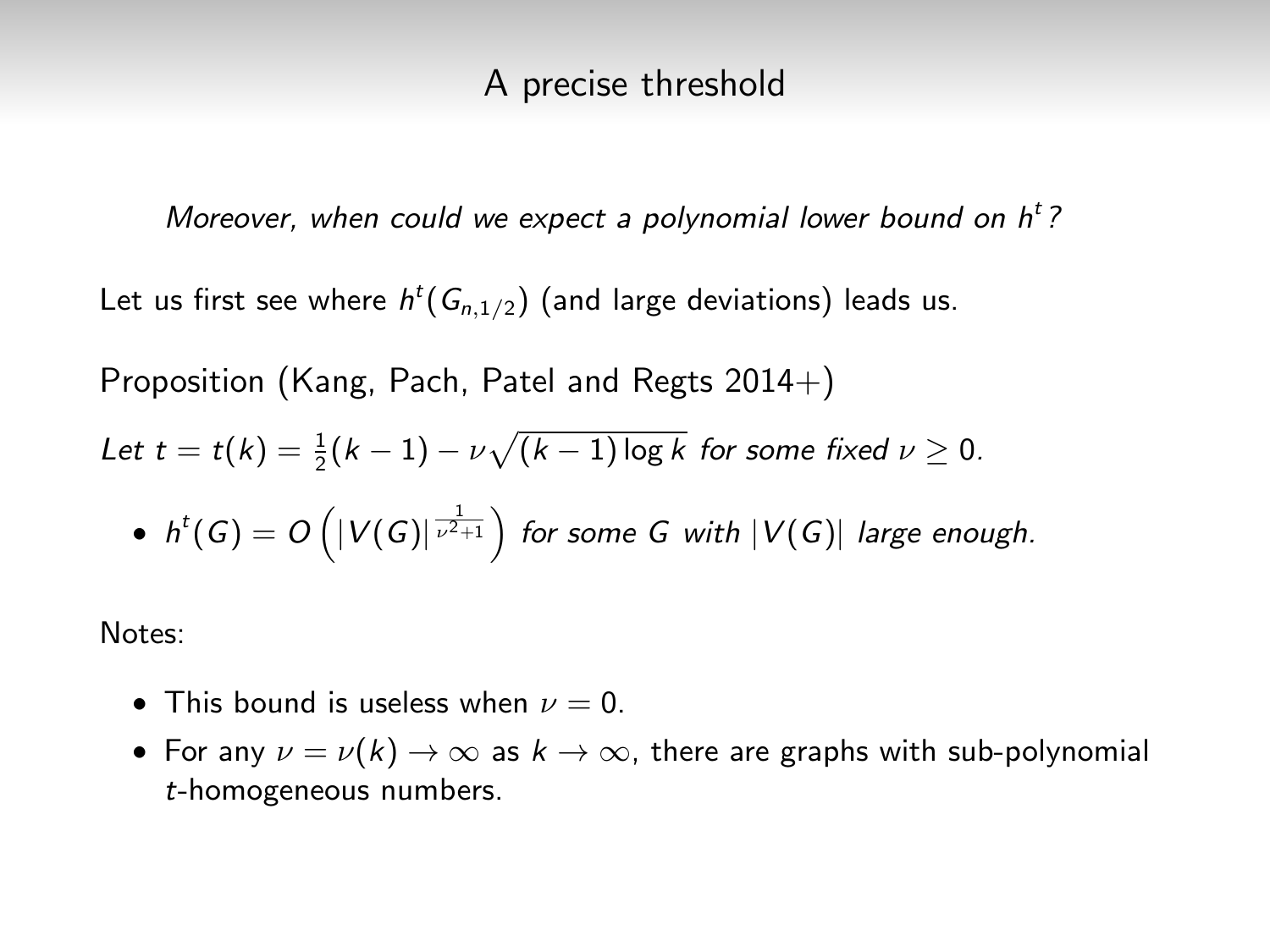# A precise threshold

*Moreover, when could we expect a polynomial lower bound on $h^t$?*

Let us first see where $h^t(G_{n,1/2})$ (and large deviations) leads us.

Proposition (Kang, Pach, Patel and Regts 2014+)

*Let $t = t(k) = \frac{1}{2}(k-1) - \nu\sqrt{(k-1)\log k}$ for some fixed $\nu \geq 0$.*

- $h^t(G) = O\left(|V(G)|^{\frac{1}{\nu^2+1}}\right)$ *for some $G$ with $|V(G)|$ large enough.*

Notes:

- This bound is useless when $\nu = 0$.
- For any $\nu = \nu(k) \to \infty$ as $k \to \infty$, there are graphs with sub-polynomial $t$-homogeneous numbers.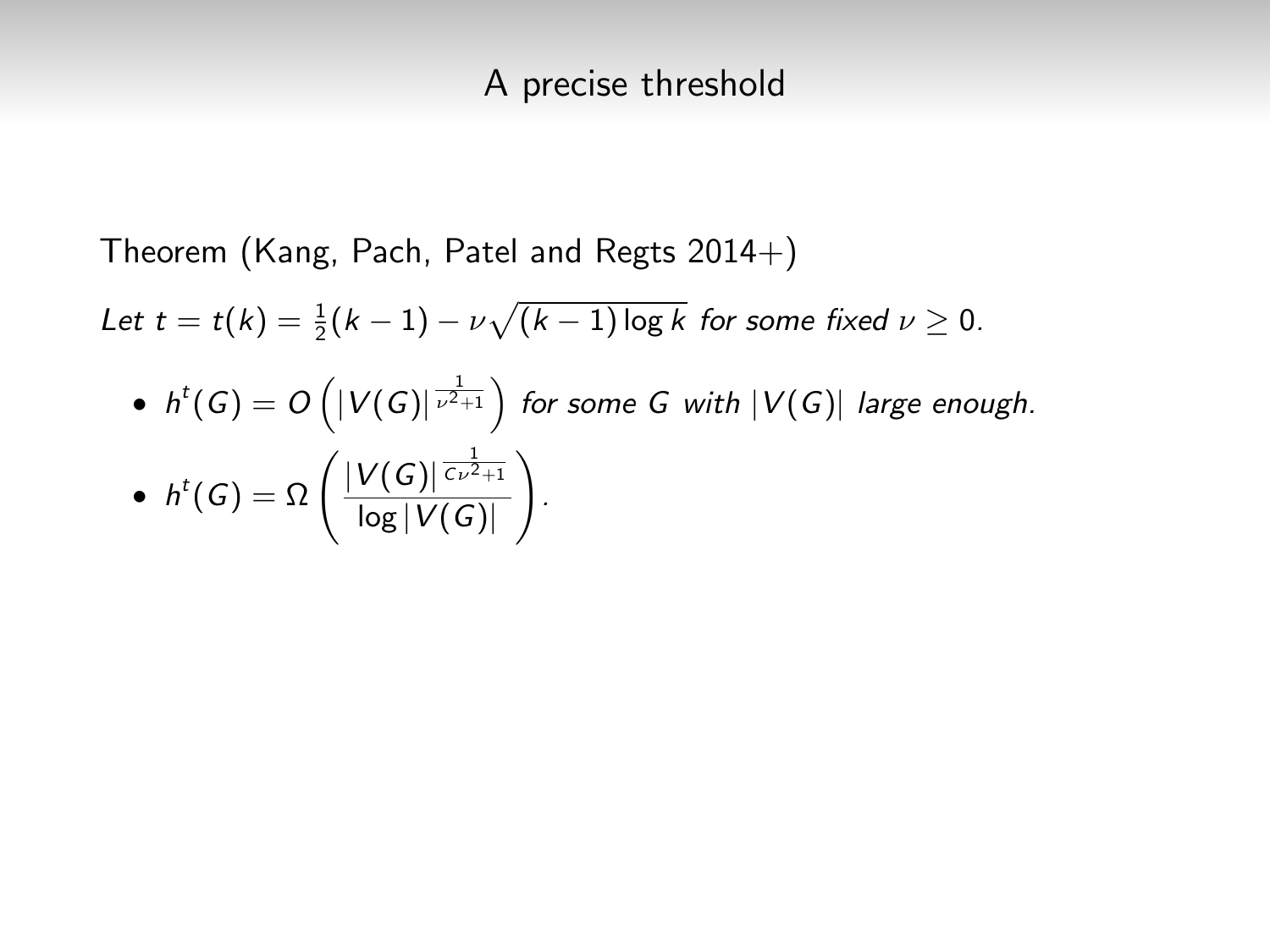# A precise threshold

Theorem (Kang, Pach, Patel and Regts 2014+)

*Let* $t = t(k) = \frac{1}{2}(k-1) - \nu\sqrt{(k-1)\log k}$ *for some fixed* $\nu \geq 0$.

- $h^t(G) = O\left(|V(G)|^{\frac{1}{\nu^2+1}}\right)$ *for some* $G$ *with* $|V(G)|$ *large enough.*
- $h^t(G) = \Omega\left(\frac{|V(G)|^{\frac{1}{C\nu^2+1}}}{\log|V(G)|}\right)$.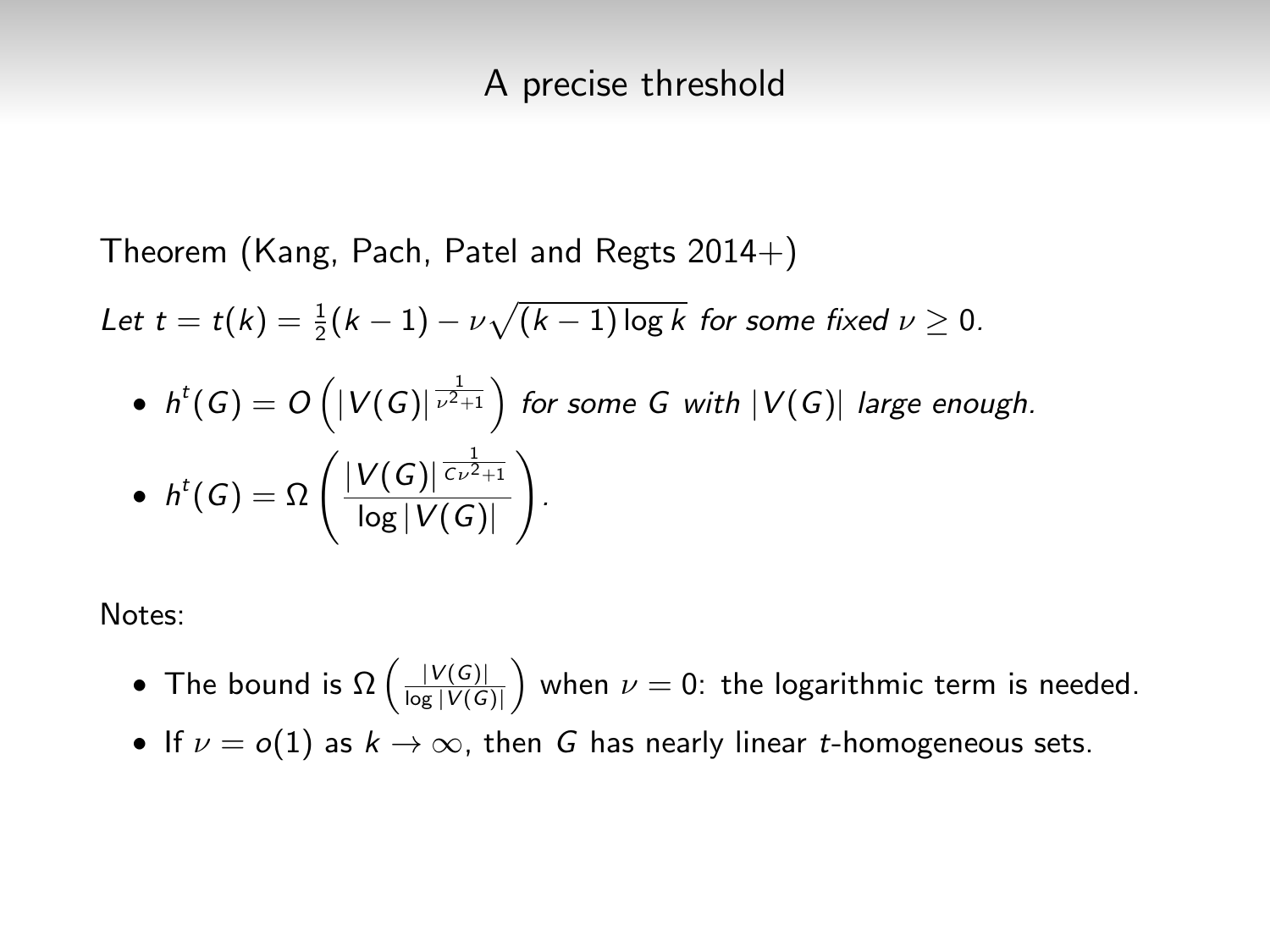# A precise threshold

Theorem (Kang, Pach, Patel and Regts 2014+)

*Let* $t = t(k) = \frac{1}{2}(k-1) - \nu\sqrt{(k-1)\log k}$ *for some fixed* $\nu \geq 0$*.*

- $h^t(G) = O\left(|V(G)|^{\frac{1}{\nu^2+1}}\right)$ *for some* $G$ *with* $|V(G)|$ *large enough.*
- $h^t(G) = \Omega\left(\frac{|V(G)|^{\frac{1}{C\nu^2+1}}}{\log |V(G)|}\right)$*.*

Notes:

- The bound is $\Omega\left(\frac{|V(G)|}{\log |V(G)|}\right)$ when $\nu = 0$: the logarithmic term is needed.
- If $\nu = o(1)$ as $k \to \infty$, then $G$ has nearly linear $t$-homogeneous sets.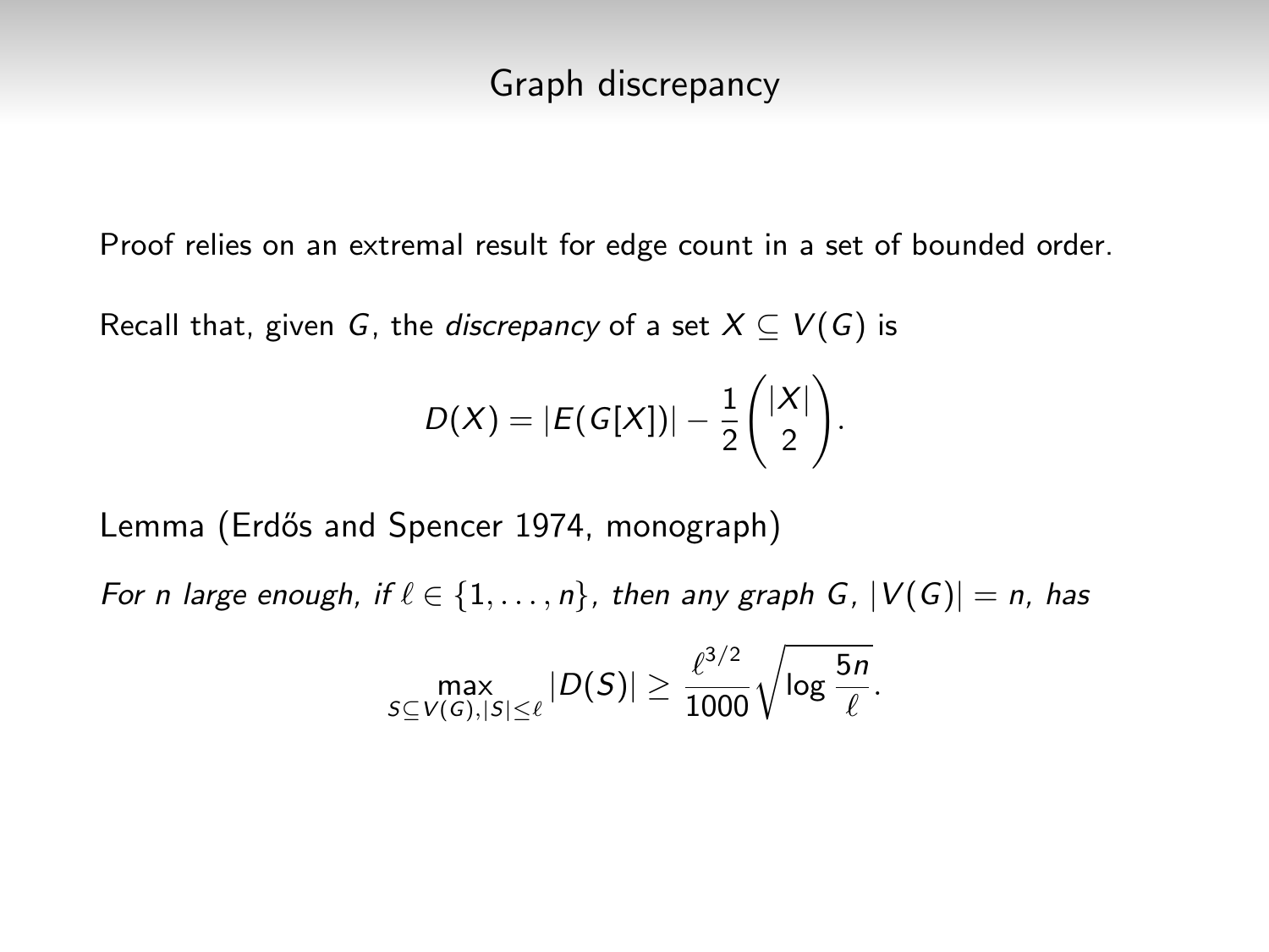# Graph discrepancy

Proof relies on an extremal result for edge count in a set of bounded order.

Recall that, given $G$, the *discrepancy* of a set $X \subseteq V(G)$ is

$$D(X) = |E(G[X])| - \frac{1}{2}\binom{|X|}{2}.$$

Lemma (Erdős and Spencer 1974, monograph)

*For $n$ large enough, if $\ell \in \{1, \ldots, n\}$, then any graph $G$, $|V(G)| = n$, has*

$$\max_{S \subseteq V(G), |S| \leq \ell} |D(S)| \geq \frac{\ell^{3/2}}{1000}\sqrt{\log \frac{5n}{\ell}}.$$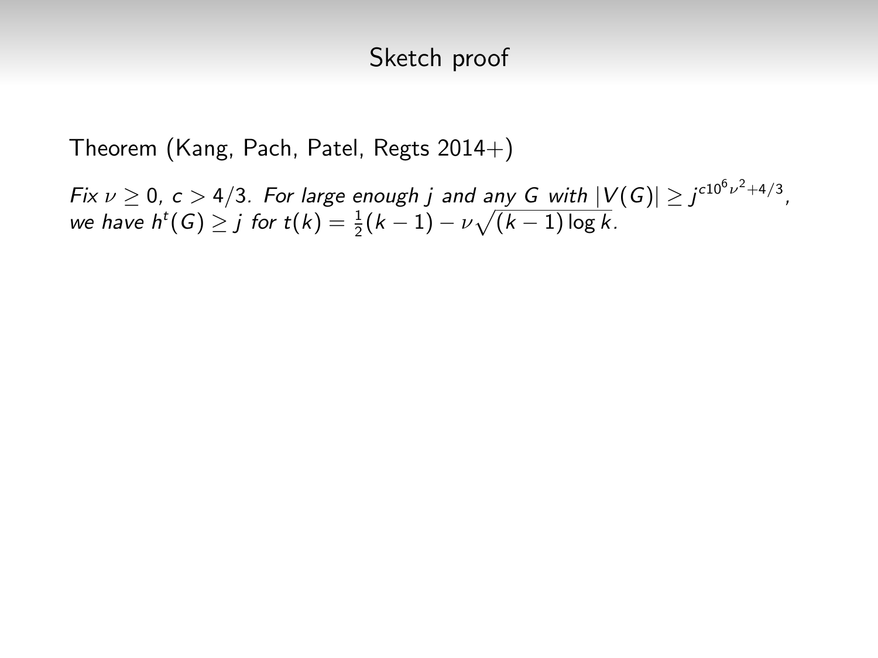# Sketch proof

Theorem (Kang, Pach, Patel, Regts 2014+)

*Fix $\nu \geq 0$, $c > 4/3$. For large enough $j$ and any $G$ with $|V(G)| \geq j^{c10^6\nu^2+4/3}$, we have $h^t(G) \geq j$ for $t(k) = \frac{1}{2}(k-1) - \nu\sqrt{(k-1)\log k}$.*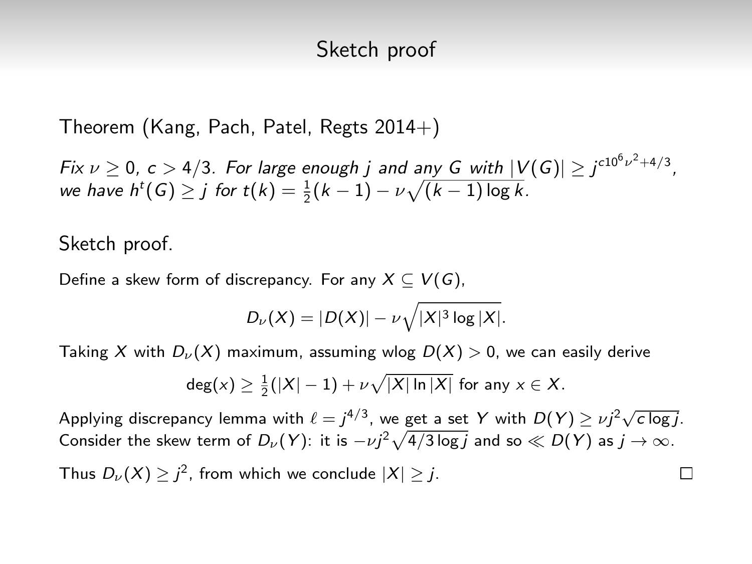# Sketch proof

Theorem (Kang, Pach, Patel, Regts 2014+)

*Fix $\nu \geq 0$, $c > 4/3$. For large enough $j$ and any $G$ with $|V(G)| \geq j^{c10^6\nu^2+4/3}$, we have $h^t(G) \geq j$ for $t(k) = \frac{1}{2}(k-1) - \nu\sqrt{(k-1)\log k}$.*

Sketch proof.

Define a skew form of discrepancy. For any $X \subseteq V(G)$,

$$D_\nu(X) = |D(X)| - \nu\sqrt{|X|^3 \log |X|}.$$

Taking $X$ with $D_\nu(X)$ maximum, assuming wlog $D(X) > 0$, we can easily derive

$$\deg(x) \geq \tfrac{1}{2}(|X|-1) + \nu\sqrt{|X| \ln |X|} \text{ for any } x \in X.$$

Applying discrepancy lemma with $\ell = j^{4/3}$, we get a set $Y$ with $D(Y) \geq \nu j^2\sqrt{c \log j}$. Consider the skew term of $D_\nu(Y)$: it is $-\nu j^2\sqrt{4/3 \log j}$ and so $\ll D(Y)$ as $j \to \infty$.

Thus $D_\nu(X) \geq j^2$, from which we conclude $|X| \geq j$. □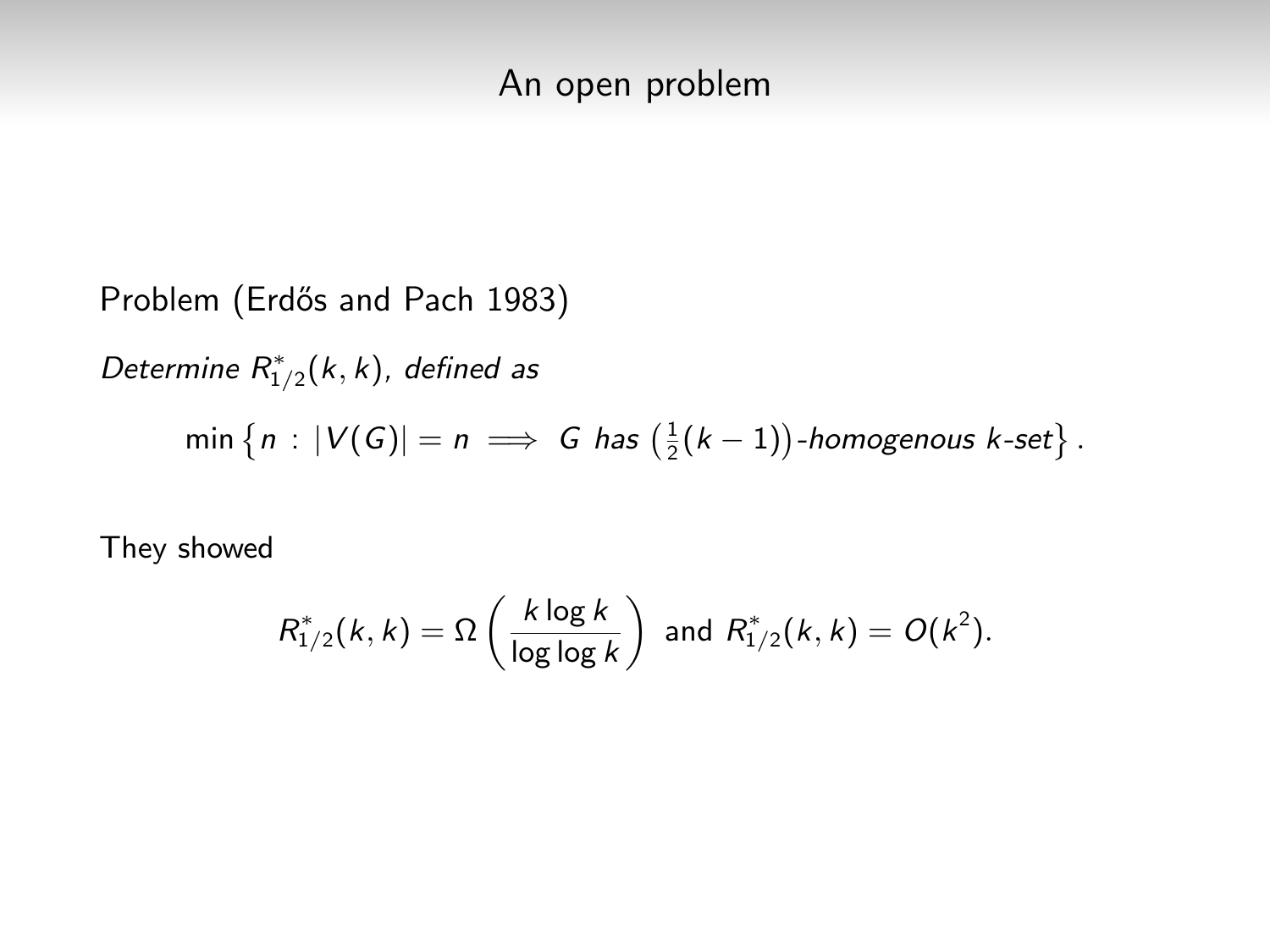# An open problem

Problem (Erdős and Pach 1983)

*Determine $R^*_{1/2}(k,k)$, defined as*

$$\min\left\{n : |V(G)| = n \implies G \textit{ has } \left(\tfrac{1}{2}(k-1)\right)\textit{-homogenous } k\textit{-set}\right\}.$$

They showed

$$R^*_{1/2}(k,k) = \Omega\left(\frac{k\log k}{\log\log k}\right) \text{ and } R^*_{1/2}(k,k) = O(k^2).$$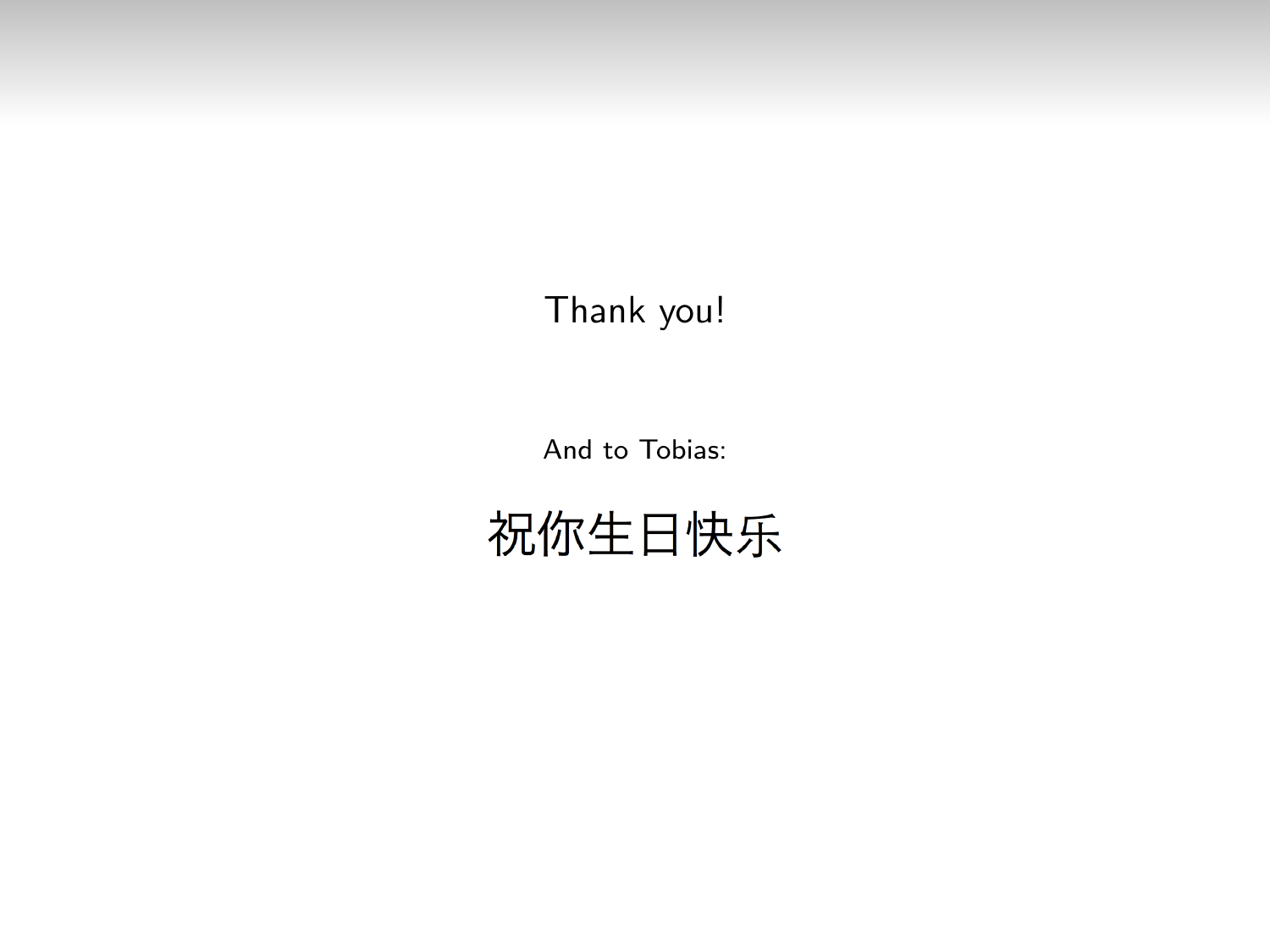Thank you!

And to Tobias:

祝你生日快乐